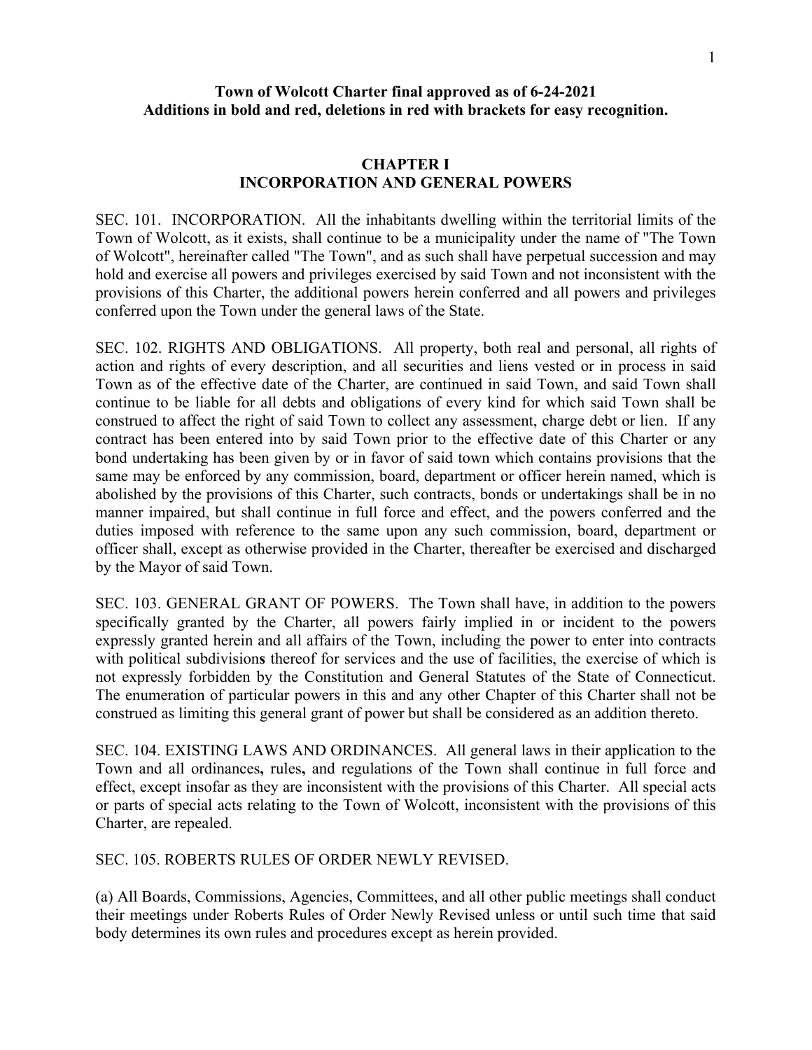**Town of Wolcott Charter final approved as of 6-24-2021**
**Additions in bold and red, deletions in red with brackets for easy recognition.**

## CHAPTER I
## INCORPORATION AND GENERAL POWERS

SEC. 101. INCORPORATION. All the inhabitants dwelling within the territorial limits of the Town of Wolcott, as it exists, shall continue to be a municipality under the name of "The Town of Wolcott", hereinafter called "The Town", and as such shall have perpetual succession and may hold and exercise all powers and privileges exercised by said Town and not inconsistent with the provisions of this Charter, the additional powers herein conferred and all powers and privileges conferred upon the Town under the general laws of the State.

SEC. 102. RIGHTS AND OBLIGATIONS. All property, both real and personal, all rights of action and rights of every description, and all securities and liens vested or in process in said Town as of the effective date of the Charter, are continued in said Town, and said Town shall continue to be liable for all debts and obligations of every kind for which said Town shall be construed to affect the right of said Town to collect any assessment, charge debt or lien. If any contract has been entered into by said Town prior to the effective date of this Charter or any bond undertaking has been given by or in favor of said town which contains provisions that the same may be enforced by any commission, board, department or officer herein named, which is abolished by the provisions of this Charter, such contracts, bonds or undertakings shall be in no manner impaired, but shall continue in full force and effect, and the powers conferred and the duties imposed with reference to the same upon any such commission, board, department or officer shall, except as otherwise provided in the Charter, thereafter be exercised and discharged by the Mayor of said Town.

SEC. 103. GENERAL GRANT OF POWERS. The Town shall have, in addition to the powers specifically granted by the Charter, all powers fairly implied in or incident to the powers expressly granted herein and all affairs of the Town, including the power to enter into contracts with political subdivision**s** thereof for services and the use of facilities, the exercise of which is not expressly forbidden by the Constitution and General Statutes of the State of Connecticut. The enumeration of particular powers in this and any other Chapter of this Charter shall not be construed as limiting this general grant of power but shall be considered as an addition thereto.

SEC. 104. EXISTING LAWS AND ORDINANCES. All general laws in their application to the Town and all ordinances**,** rules**,** and regulations of the Town shall continue in full force and effect, except insofar as they are inconsistent with the provisions of this Charter. All special acts or parts of special acts relating to the Town of Wolcott, inconsistent with the provisions of this Charter, are repealed.

SEC. 105. ROBERTS RULES OF ORDER NEWLY REVISED.

(a) All Boards, Commissions, Agencies, Committees, and all other public meetings shall conduct their meetings under Roberts Rules of Order Newly Revised unless or until such time that said body determines its own rules and procedures except as herein provided.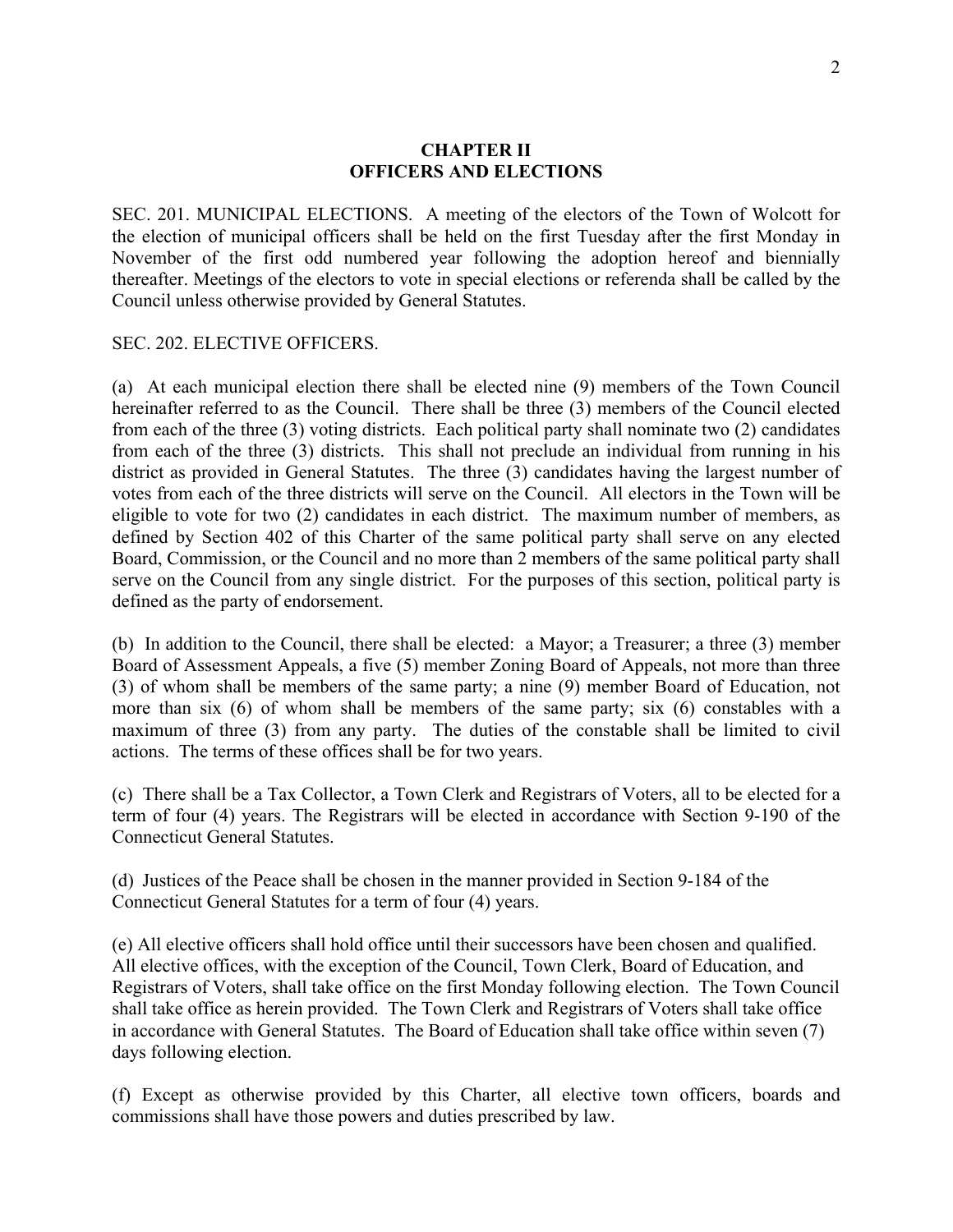# CHAPTER II
# OFFICERS AND ELECTIONS

SEC. 201. MUNICIPAL ELECTIONS. A meeting of the electors of the Town of Wolcott for the election of municipal officers shall be held on the first Tuesday after the first Monday in November of the first odd numbered year following the adoption hereof and biennially thereafter. Meetings of the electors to vote in special elections or referenda shall be called by the Council unless otherwise provided by General Statutes.

SEC. 202. ELECTIVE OFFICERS.

(a) At each municipal election there shall be elected nine (9) members of the Town Council hereinafter referred to as the Council. There shall be three (3) members of the Council elected from each of the three (3) voting districts. Each political party shall nominate two (2) candidates from each of the three (3) districts. This shall not preclude an individual from running in his district as provided in General Statutes. The three (3) candidates having the largest number of votes from each of the three districts will serve on the Council. All electors in the Town will be eligible to vote for two (2) candidates in each district. The maximum number of members, as defined by Section 402 of this Charter of the same political party shall serve on any elected Board, Commission, or the Council and no more than 2 members of the same political party shall serve on the Council from any single district. For the purposes of this section, political party is defined as the party of endorsement.

(b) In addition to the Council, there shall be elected: a Mayor; a Treasurer; a three (3) member Board of Assessment Appeals, a five (5) member Zoning Board of Appeals, not more than three (3) of whom shall be members of the same party; a nine (9) member Board of Education, not more than six (6) of whom shall be members of the same party; six (6) constables with a maximum of three (3) from any party. The duties of the constable shall be limited to civil actions. The terms of these offices shall be for two years.

(c) There shall be a Tax Collector, a Town Clerk and Registrars of Voters, all to be elected for a term of four (4) years. The Registrars will be elected in accordance with Section 9-190 of the Connecticut General Statutes.

(d) Justices of the Peace shall be chosen in the manner provided in Section 9-184 of the Connecticut General Statutes for a term of four (4) years.

(e) All elective officers shall hold office until their successors have been chosen and qualified. All elective offices, with the exception of the Council, Town Clerk, Board of Education, and Registrars of Voters, shall take office on the first Monday following election. The Town Council shall take office as herein provided. The Town Clerk and Registrars of Voters shall take office in accordance with General Statutes. The Board of Education shall take office within seven (7) days following election.

(f) Except as otherwise provided by this Charter, all elective town officers, boards and commissions shall have those powers and duties prescribed by law.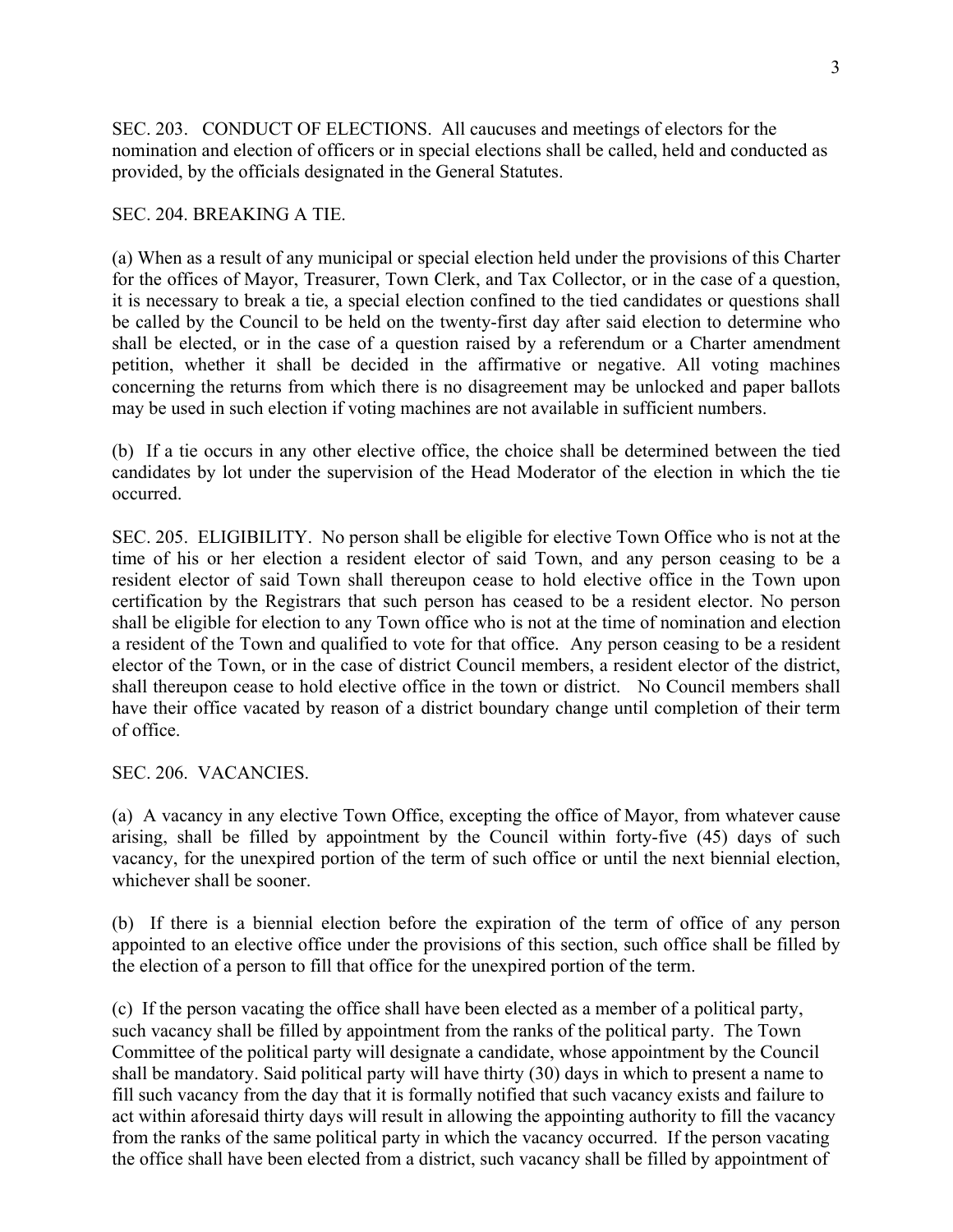SEC. 203. CONDUCT OF ELECTIONS. All caucuses and meetings of electors for the nomination and election of officers or in special elections shall be called, held and conducted as provided, by the officials designated in the General Statutes.

SEC. 204. BREAKING A TIE.

(a) When as a result of any municipal or special election held under the provisions of this Charter for the offices of Mayor, Treasurer, Town Clerk, and Tax Collector, or in the case of a question, it is necessary to break a tie, a special election confined to the tied candidates or questions shall be called by the Council to be held on the twenty-first day after said election to determine who shall be elected, or in the case of a question raised by a referendum or a Charter amendment petition, whether it shall be decided in the affirmative or negative. All voting machines concerning the returns from which there is no disagreement may be unlocked and paper ballots may be used in such election if voting machines are not available in sufficient numbers.

(b) If a tie occurs in any other elective office, the choice shall be determined between the tied candidates by lot under the supervision of the Head Moderator of the election in which the tie occurred.

SEC. 205. ELIGIBILITY. No person shall be eligible for elective Town Office who is not at the time of his or her election a resident elector of said Town, and any person ceasing to be a resident elector of said Town shall thereupon cease to hold elective office in the Town upon certification by the Registrars that such person has ceased to be a resident elector. No person shall be eligible for election to any Town office who is not at the time of nomination and election a resident of the Town and qualified to vote for that office. Any person ceasing to be a resident elector of the Town, or in the case of district Council members, a resident elector of the district, shall thereupon cease to hold elective office in the town or district. No Council members shall have their office vacated by reason of a district boundary change until completion of their term of office.

SEC. 206. VACANCIES.

(a) A vacancy in any elective Town Office, excepting the office of Mayor, from whatever cause arising, shall be filled by appointment by the Council within forty-five (45) days of such vacancy, for the unexpired portion of the term of such office or until the next biennial election, whichever shall be sooner.

(b) If there is a biennial election before the expiration of the term of office of any person appointed to an elective office under the provisions of this section, such office shall be filled by the election of a person to fill that office for the unexpired portion of the term.

(c) If the person vacating the office shall have been elected as a member of a political party, such vacancy shall be filled by appointment from the ranks of the political party. The Town Committee of the political party will designate a candidate, whose appointment by the Council shall be mandatory. Said political party will have thirty (30) days in which to present a name to fill such vacancy from the day that it is formally notified that such vacancy exists and failure to act within aforesaid thirty days will result in allowing the appointing authority to fill the vacancy from the ranks of the same political party in which the vacancy occurred. If the person vacating the office shall have been elected from a district, such vacancy shall be filled by appointment of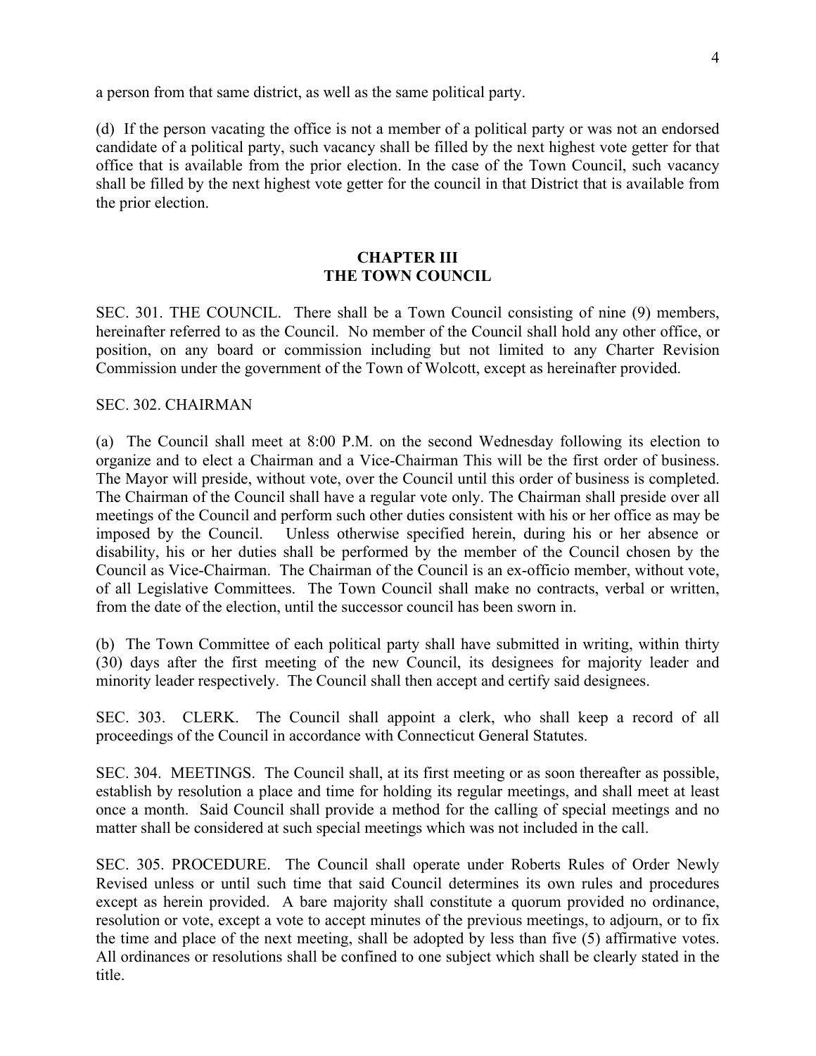a person from that same district, as well as the same political party.

(d) If the person vacating the office is not a member of a political party or was not an endorsed candidate of a political party, such vacancy shall be filled by the next highest vote getter for that office that is available from the prior election. In the case of the Town Council, such vacancy shall be filled by the next highest vote getter for the council in that District that is available from the prior election.

## CHAPTER III
## THE TOWN COUNCIL

SEC. 301. THE COUNCIL. There shall be a Town Council consisting of nine (9) members, hereinafter referred to as the Council. No member of the Council shall hold any other office, or position, on any board or commission including but not limited to any Charter Revision Commission under the government of the Town of Wolcott, except as hereinafter provided.

SEC. 302. CHAIRMAN

(a) The Council shall meet at 8:00 P.M. on the second Wednesday following its election to organize and to elect a Chairman and a Vice-Chairman This will be the first order of business. The Mayor will preside, without vote, over the Council until this order of business is completed. The Chairman of the Council shall have a regular vote only. The Chairman shall preside over all meetings of the Council and perform such other duties consistent with his or her office as may be imposed by the Council. Unless otherwise specified herein, during his or her absence or disability, his or her duties shall be performed by the member of the Council chosen by the Council as Vice-Chairman. The Chairman of the Council is an ex-officio member, without vote, of all Legislative Committees. The Town Council shall make no contracts, verbal or written, from the date of the election, until the successor council has been sworn in.

(b) The Town Committee of each political party shall have submitted in writing, within thirty (30) days after the first meeting of the new Council, its designees for majority leader and minority leader respectively. The Council shall then accept and certify said designees.

SEC. 303. CLERK. The Council shall appoint a clerk, who shall keep a record of all proceedings of the Council in accordance with Connecticut General Statutes.

SEC. 304. MEETINGS. The Council shall, at its first meeting or as soon thereafter as possible, establish by resolution a place and time for holding its regular meetings, and shall meet at least once a month. Said Council shall provide a method for the calling of special meetings and no matter shall be considered at such special meetings which was not included in the call.

SEC. 305. PROCEDURE. The Council shall operate under Roberts Rules of Order Newly Revised unless or until such time that said Council determines its own rules and procedures except as herein provided. A bare majority shall constitute a quorum provided no ordinance, resolution or vote, except a vote to accept minutes of the previous meetings, to adjourn, or to fix the time and place of the next meeting, shall be adopted by less than five (5) affirmative votes. All ordinances or resolutions shall be confined to one subject which shall be clearly stated in the title.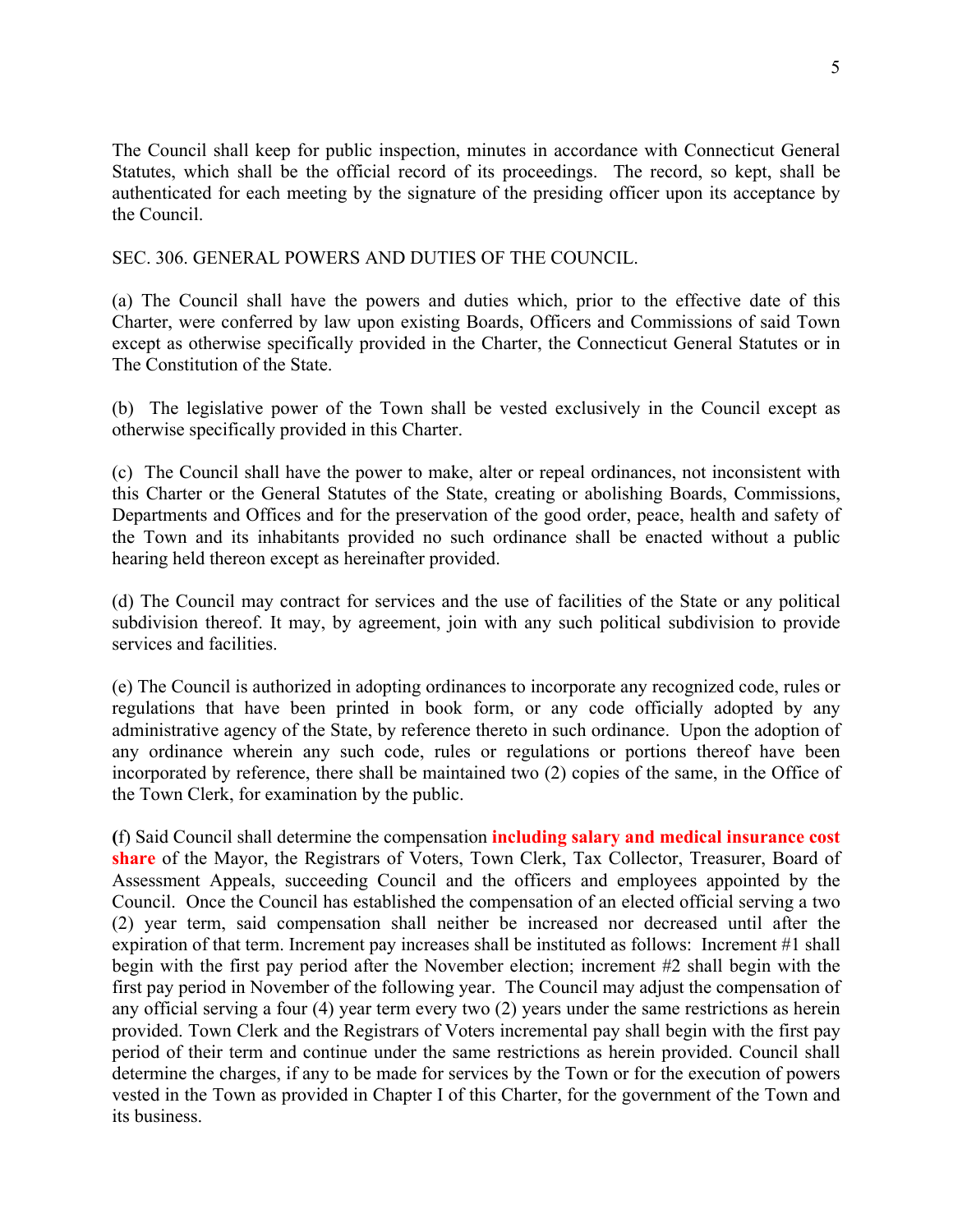The Council shall keep for public inspection, minutes in accordance with Connecticut General Statutes, which shall be the official record of its proceedings. The record, so kept, shall be authenticated for each meeting by the signature of the presiding officer upon its acceptance by the Council.

SEC. 306. GENERAL POWERS AND DUTIES OF THE COUNCIL.

(a) The Council shall have the powers and duties which, prior to the effective date of this Charter, were conferred by law upon existing Boards, Officers and Commissions of said Town except as otherwise specifically provided in the Charter, the Connecticut General Statutes or in The Constitution of the State.

(b) The legislative power of the Town shall be vested exclusively in the Council except as otherwise specifically provided in this Charter.

(c) The Council shall have the power to make, alter or repeal ordinances, not inconsistent with this Charter or the General Statutes of the State, creating or abolishing Boards, Commissions, Departments and Offices and for the preservation of the good order, peace, health and safety of the Town and its inhabitants provided no such ordinance shall be enacted without a public hearing held thereon except as hereinafter provided.

(d) The Council may contract for services and the use of facilities of the State or any political subdivision thereof. It may, by agreement, join with any such political subdivision to provide services and facilities.

(e) The Council is authorized in adopting ordinances to incorporate any recognized code, rules or regulations that have been printed in book form, or any code officially adopted by any administrative agency of the State, by reference thereto in such ordinance. Upon the adoption of any ordinance wherein any such code, rules or regulations or portions thereof have been incorporated by reference, there shall be maintained two (2) copies of the same, in the Office of the Town Clerk, for examination by the public.

(f) Said Council shall determine the compensation **including salary and medical insurance cost share** of the Mayor, the Registrars of Voters, Town Clerk, Tax Collector, Treasurer, Board of Assessment Appeals, succeeding Council and the officers and employees appointed by the Council. Once the Council has established the compensation of an elected official serving a two (2) year term, said compensation shall neither be increased nor decreased until after the expiration of that term. Increment pay increases shall be instituted as follows: Increment #1 shall begin with the first pay period after the November election; increment #2 shall begin with the first pay period in November of the following year. The Council may adjust the compensation of any official serving a four (4) year term every two (2) years under the same restrictions as herein provided. Town Clerk and the Registrars of Voters incremental pay shall begin with the first pay period of their term and continue under the same restrictions as herein provided. Council shall determine the charges, if any to be made for services by the Town or for the execution of powers vested in the Town as provided in Chapter I of this Charter, for the government of the Town and its business.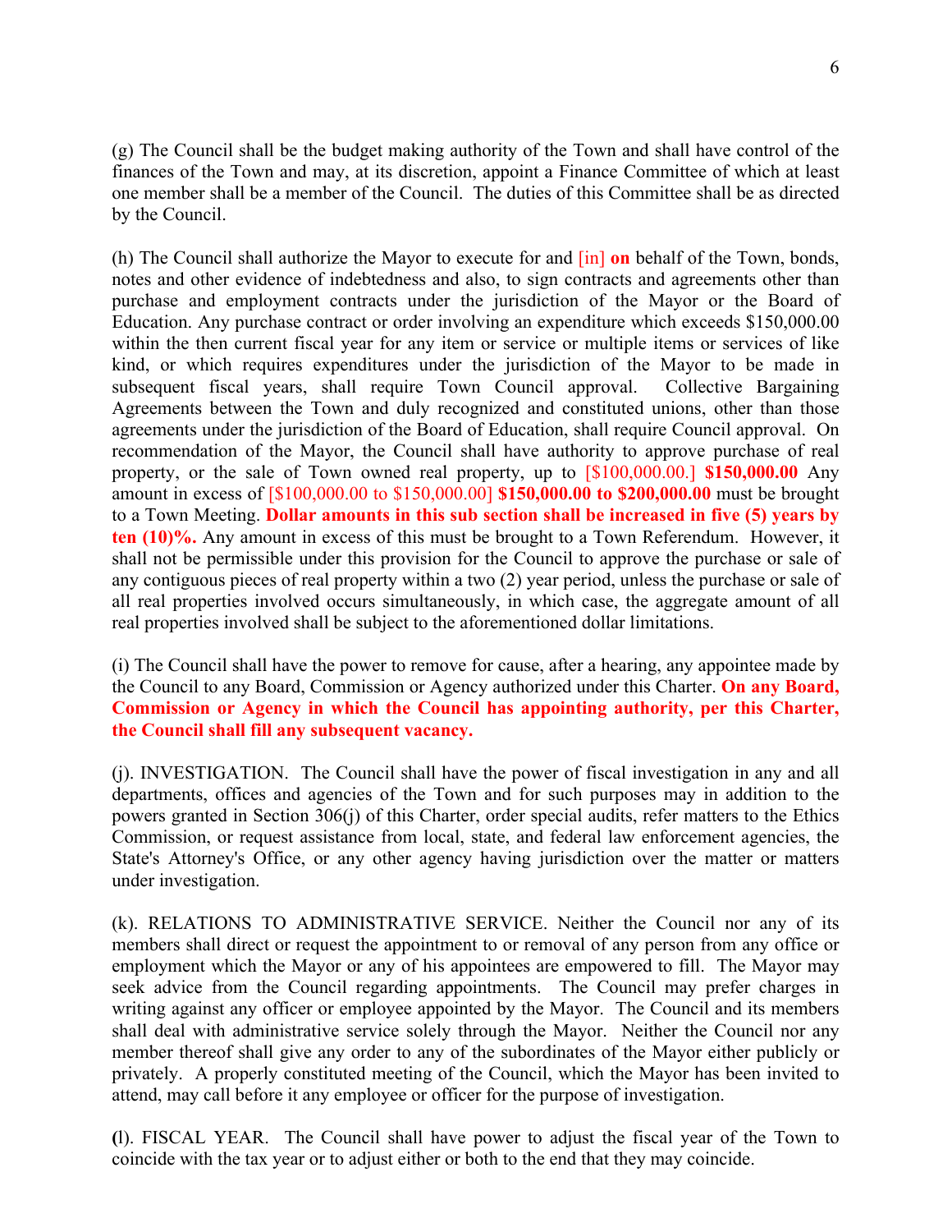(g) The Council shall be the budget making authority of the Town and shall have control of the finances of the Town and may, at its discretion, appoint a Finance Committee of which at least one member shall be a member of the Council. The duties of this Committee shall be as directed by the Council.

(h) The Council shall authorize the Mayor to execute for and [in] **on** behalf of the Town, bonds, notes and other evidence of indebtedness and also, to sign contracts and agreements other than purchase and employment contracts under the jurisdiction of the Mayor or the Board of Education. Any purchase contract or order involving an expenditure which exceeds $150,000.00 within the then current fiscal year for any item or service or multiple items or services of like kind, or which requires expenditures under the jurisdiction of the Mayor to be made in subsequent fiscal years, shall require Town Council approval. Collective Bargaining Agreements between the Town and duly recognized and constituted unions, other than those agreements under the jurisdiction of the Board of Education, shall require Council approval. On recommendation of the Mayor, the Council shall have authority to approve purchase of real property, or the sale of Town owned real property, up to [$100,000.00.] **$150,000.00** Any amount in excess of [$100,000.00 to $150,000.00] **$150,000.00 to $200,000.00** must be brought to a Town Meeting. **Dollar amounts in this sub section shall be increased in five (5) years by ten (10)%.** Any amount in excess of this must be brought to a Town Referendum. However, it shall not be permissible under this provision for the Council to approve the purchase or sale of any contiguous pieces of real property within a two (2) year period, unless the purchase or sale of all real properties involved occurs simultaneously, in which case, the aggregate amount of all real properties involved shall be subject to the aforementioned dollar limitations.

(i) The Council shall have the power to remove for cause, after a hearing, any appointee made by the Council to any Board, Commission or Agency authorized under this Charter. **On any Board, Commission or Agency in which the Council has appointing authority, per this Charter, the Council shall fill any subsequent vacancy.**

(j). INVESTIGATION. The Council shall have the power of fiscal investigation in any and all departments, offices and agencies of the Town and for such purposes may in addition to the powers granted in Section 306(j) of this Charter, order special audits, refer matters to the Ethics Commission, or request assistance from local, state, and federal law enforcement agencies, the State's Attorney's Office, or any other agency having jurisdiction over the matter or matters under investigation.

(k). RELATIONS TO ADMINISTRATIVE SERVICE. Neither the Council nor any of its members shall direct or request the appointment to or removal of any person from any office or employment which the Mayor or any of his appointees are empowered to fill. The Mayor may seek advice from the Council regarding appointments. The Council may prefer charges in writing against any officer or employee appointed by the Mayor. The Council and its members shall deal with administrative service solely through the Mayor. Neither the Council nor any member thereof shall give any order to any of the subordinates of the Mayor either publicly or privately. A properly constituted meeting of the Council, which the Mayor has been invited to attend, may call before it any employee or officer for the purpose of investigation.

(l). FISCAL YEAR. The Council shall have power to adjust the fiscal year of the Town to coincide with the tax year or to adjust either or both to the end that they may coincide.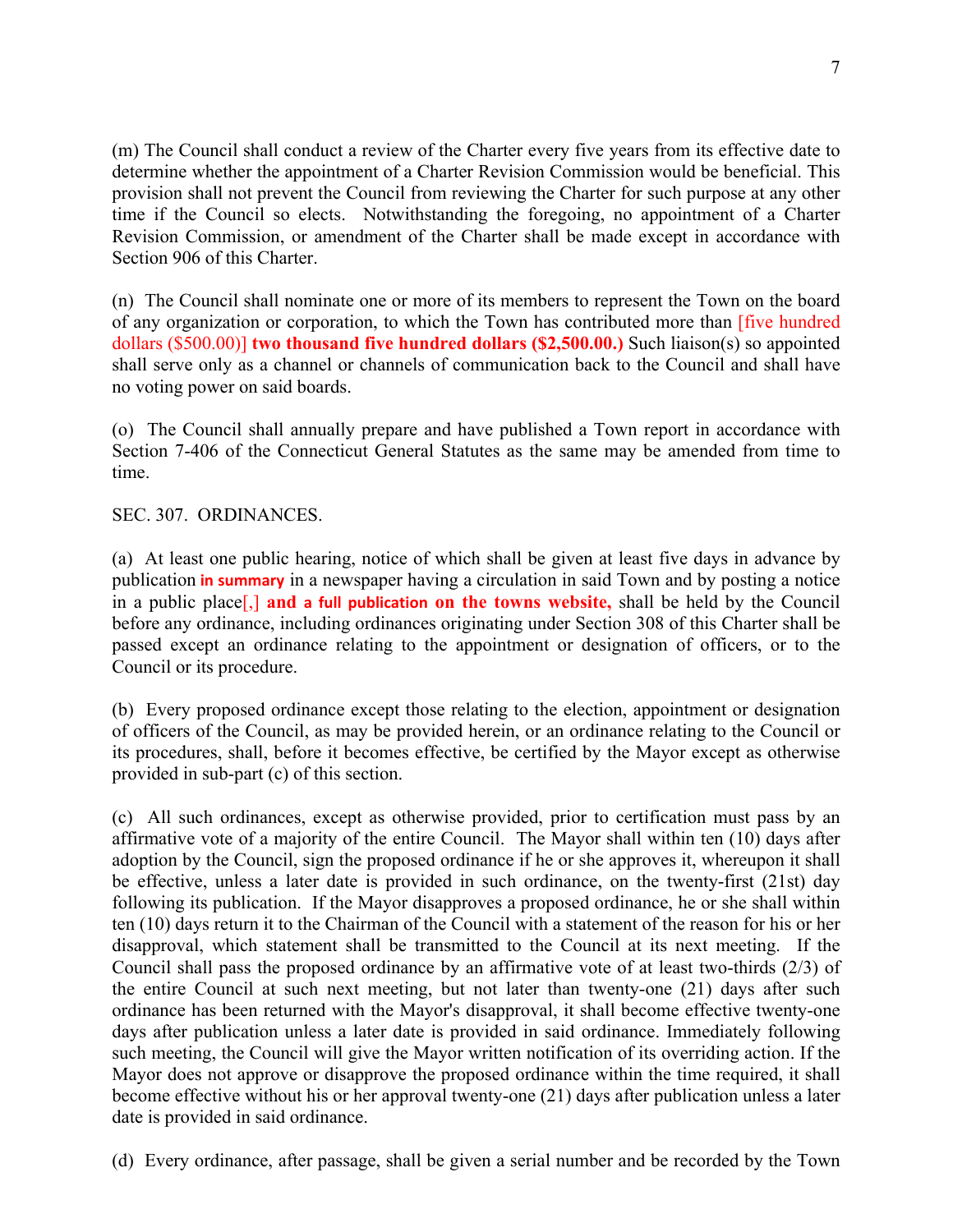(m) The Council shall conduct a review of the Charter every five years from its effective date to determine whether the appointment of a Charter Revision Commission would be beneficial. This provision shall not prevent the Council from reviewing the Charter for such purpose at any other time if the Council so elects. Notwithstanding the foregoing, no appointment of a Charter Revision Commission, or amendment of the Charter shall be made except in accordance with Section 906 of this Charter.

(n) The Council shall nominate one or more of its members to represent the Town on the board of any organization or corporation, to which the Town has contributed more than [five hundred dollars ($500.00)] **two thousand five hundred dollars ($2,500.00.)** Such liaison(s) so appointed shall serve only as a channel or channels of communication back to the Council and shall have no voting power on said boards.

(o) The Council shall annually prepare and have published a Town report in accordance with Section 7-406 of the Connecticut General Statutes as the same may be amended from time to time.

SEC. 307. ORDINANCES.

(a) At least one public hearing, notice of which shall be given at least five days in advance by publication **in summary** in a newspaper having a circulation in said Town and by posting a notice in a public place[,] **and a full publication on the towns website,** shall be held by the Council before any ordinance, including ordinances originating under Section 308 of this Charter shall be passed except an ordinance relating to the appointment or designation of officers, or to the Council or its procedure.

(b) Every proposed ordinance except those relating to the election, appointment or designation of officers of the Council, as may be provided herein, or an ordinance relating to the Council or its procedures, shall, before it becomes effective, be certified by the Mayor except as otherwise provided in sub-part (c) of this section.

(c) All such ordinances, except as otherwise provided, prior to certification must pass by an affirmative vote of a majority of the entire Council. The Mayor shall within ten (10) days after adoption by the Council, sign the proposed ordinance if he or she approves it, whereupon it shall be effective, unless a later date is provided in such ordinance, on the twenty-first (21st) day following its publication. If the Mayor disapproves a proposed ordinance, he or she shall within ten (10) days return it to the Chairman of the Council with a statement of the reason for his or her disapproval, which statement shall be transmitted to the Council at its next meeting. If the Council shall pass the proposed ordinance by an affirmative vote of at least two-thirds (2/3) of the entire Council at such next meeting, but not later than twenty-one (21) days after such ordinance has been returned with the Mayor's disapproval, it shall become effective twenty-one days after publication unless a later date is provided in said ordinance. Immediately following such meeting, the Council will give the Mayor written notification of its overriding action. If the Mayor does not approve or disapprove the proposed ordinance within the time required, it shall become effective without his or her approval twenty-one (21) days after publication unless a later date is provided in said ordinance.

(d) Every ordinance, after passage, shall be given a serial number and be recorded by the Town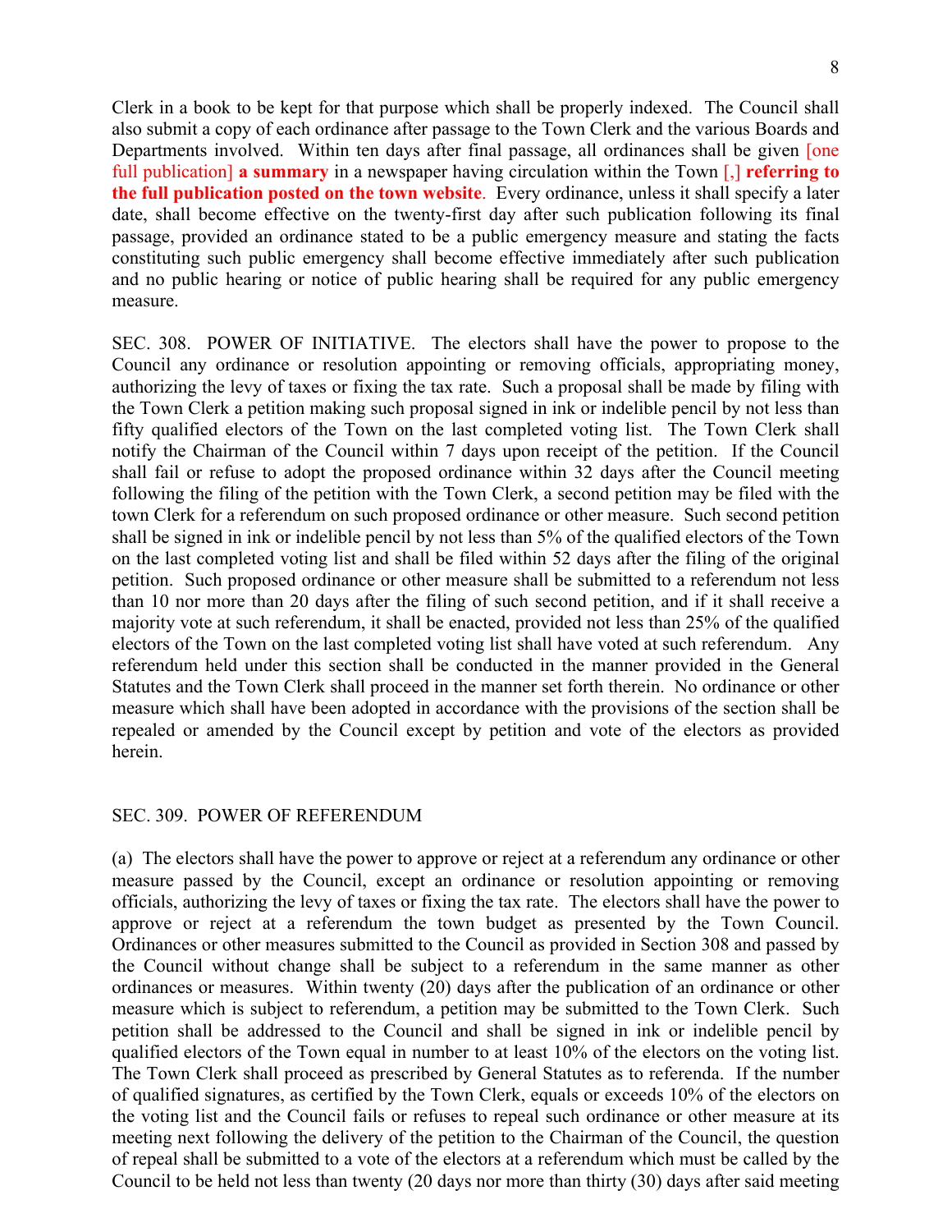Clerk in a book to be kept for that purpose which shall be properly indexed. The Council shall also submit a copy of each ordinance after passage to the Town Clerk and the various Boards and Departments involved. Within ten days after final passage, all ordinances shall be given [one full publication] **a summary** in a newspaper having circulation within the Town [,] **referring to the full publication posted on the town website**. Every ordinance, unless it shall specify a later date, shall become effective on the twenty-first day after such publication following its final passage, provided an ordinance stated to be a public emergency measure and stating the facts constituting such public emergency shall become effective immediately after such publication and no public hearing or notice of public hearing shall be required for any public emergency measure.

SEC. 308. POWER OF INITIATIVE. The electors shall have the power to propose to the Council any ordinance or resolution appointing or removing officials, appropriating money, authorizing the levy of taxes or fixing the tax rate. Such a proposal shall be made by filing with the Town Clerk a petition making such proposal signed in ink or indelible pencil by not less than fifty qualified electors of the Town on the last completed voting list. The Town Clerk shall notify the Chairman of the Council within 7 days upon receipt of the petition. If the Council shall fail or refuse to adopt the proposed ordinance within 32 days after the Council meeting following the filing of the petition with the Town Clerk, a second petition may be filed with the town Clerk for a referendum on such proposed ordinance or other measure. Such second petition shall be signed in ink or indelible pencil by not less than 5% of the qualified electors of the Town on the last completed voting list and shall be filed within 52 days after the filing of the original petition. Such proposed ordinance or other measure shall be submitted to a referendum not less than 10 nor more than 20 days after the filing of such second petition, and if it shall receive a majority vote at such referendum, it shall be enacted, provided not less than 25% of the qualified electors of the Town on the last completed voting list shall have voted at such referendum. Any referendum held under this section shall be conducted in the manner provided in the General Statutes and the Town Clerk shall proceed in the manner set forth therein. No ordinance or other measure which shall have been adopted in accordance with the provisions of the section shall be repealed or amended by the Council except by petition and vote of the electors as provided herein.

SEC. 309. POWER OF REFERENDUM

(a) The electors shall have the power to approve or reject at a referendum any ordinance or other measure passed by the Council, except an ordinance or resolution appointing or removing officials, authorizing the levy of taxes or fixing the tax rate. The electors shall have the power to approve or reject at a referendum the town budget as presented by the Town Council. Ordinances or other measures submitted to the Council as provided in Section 308 and passed by the Council without change shall be subject to a referendum in the same manner as other ordinances or measures. Within twenty (20) days after the publication of an ordinance or other measure which is subject to referendum, a petition may be submitted to the Town Clerk. Such petition shall be addressed to the Council and shall be signed in ink or indelible pencil by qualified electors of the Town equal in number to at least 10% of the electors on the voting list. The Town Clerk shall proceed as prescribed by General Statutes as to referenda. If the number of qualified signatures, as certified by the Town Clerk, equals or exceeds 10% of the electors on the voting list and the Council fails or refuses to repeal such ordinance or other measure at its meeting next following the delivery of the petition to the Chairman of the Council, the question of repeal shall be submitted to a vote of the electors at a referendum which must be called by the Council to be held not less than twenty (20 days nor more than thirty (30) days after said meeting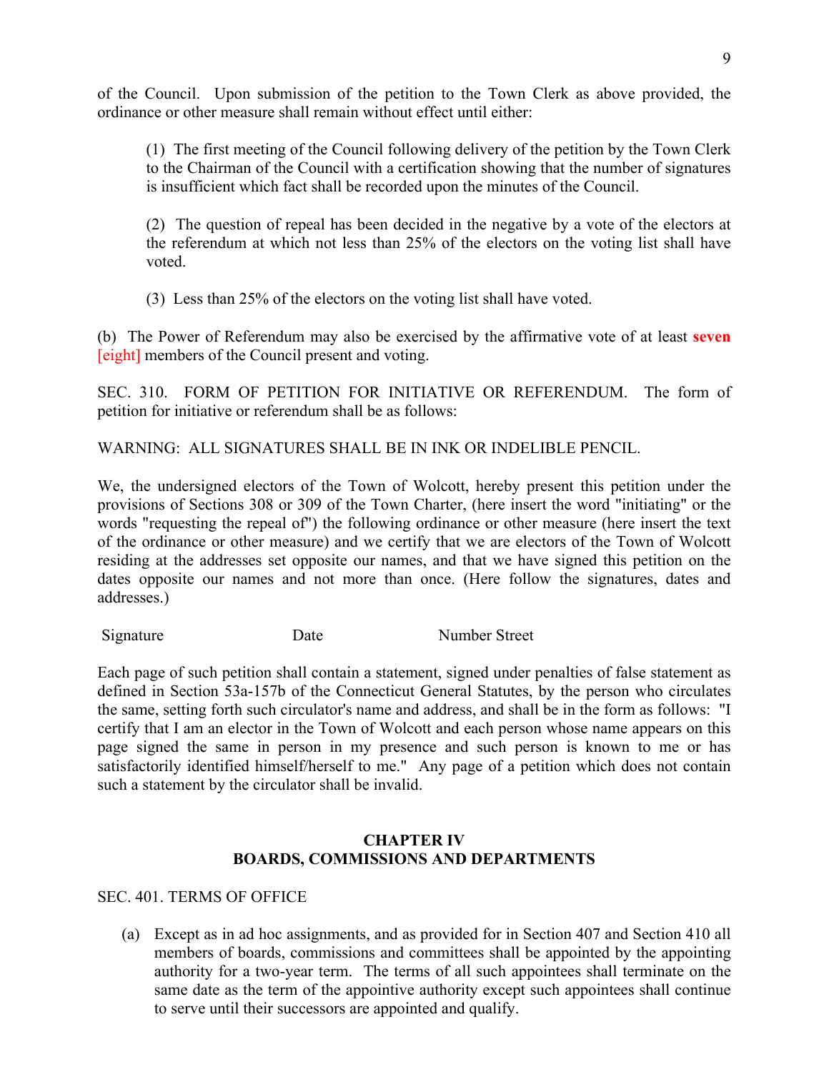of the Council. Upon submission of the petition to the Town Clerk as above provided, the ordinance or other measure shall remain without effect until either:

(1) The first meeting of the Council following delivery of the petition by the Town Clerk to the Chairman of the Council with a certification showing that the number of signatures is insufficient which fact shall be recorded upon the minutes of the Council.

(2) The question of repeal has been decided in the negative by a vote of the electors at the referendum at which not less than 25% of the electors on the voting list shall have voted.

(3) Less than 25% of the electors on the voting list shall have voted.

(b) The Power of Referendum may also be exercised by the affirmative vote of at least **seven** [eight] members of the Council present and voting.

SEC. 310. FORM OF PETITION FOR INITIATIVE OR REFERENDUM. The form of petition for initiative or referendum shall be as follows:

WARNING: ALL SIGNATURES SHALL BE IN INK OR INDELIBLE PENCIL.

We, the undersigned electors of the Town of Wolcott, hereby present this petition under the provisions of Sections 308 or 309 of the Town Charter, (here insert the word "initiating" or the words "requesting the repeal of") the following ordinance or other measure (here insert the text of the ordinance or other measure) and we certify that we are electors of the Town of Wolcott residing at the addresses set opposite our names, and that we have signed this petition on the dates opposite our names and not more than once. (Here follow the signatures, dates and addresses.)

| Signature | Date | Number Street |
| --- | --- | --- |

Each page of such petition shall contain a statement, signed under penalties of false statement as defined in Section 53a-157b of the Connecticut General Statutes, by the person who circulates the same, setting forth such circulator's name and address, and shall be in the form as follows: "I certify that I am an elector in the Town of Wolcott and each person whose name appears on this page signed the same in person in my presence and such person is known to me or has satisfactorily identified himself/herself to me." Any page of a petition which does not contain such a statement by the circulator shall be invalid.

## CHAPTER IV
## BOARDS, COMMISSIONS AND DEPARTMENTS

SEC. 401. TERMS OF OFFICE

(a) Except as in ad hoc assignments, and as provided for in Section 407 and Section 410 all members of boards, commissions and committees shall be appointed by the appointing authority for a two-year term. The terms of all such appointees shall terminate on the same date as the term of the appointive authority except such appointees shall continue to serve until their successors are appointed and qualify.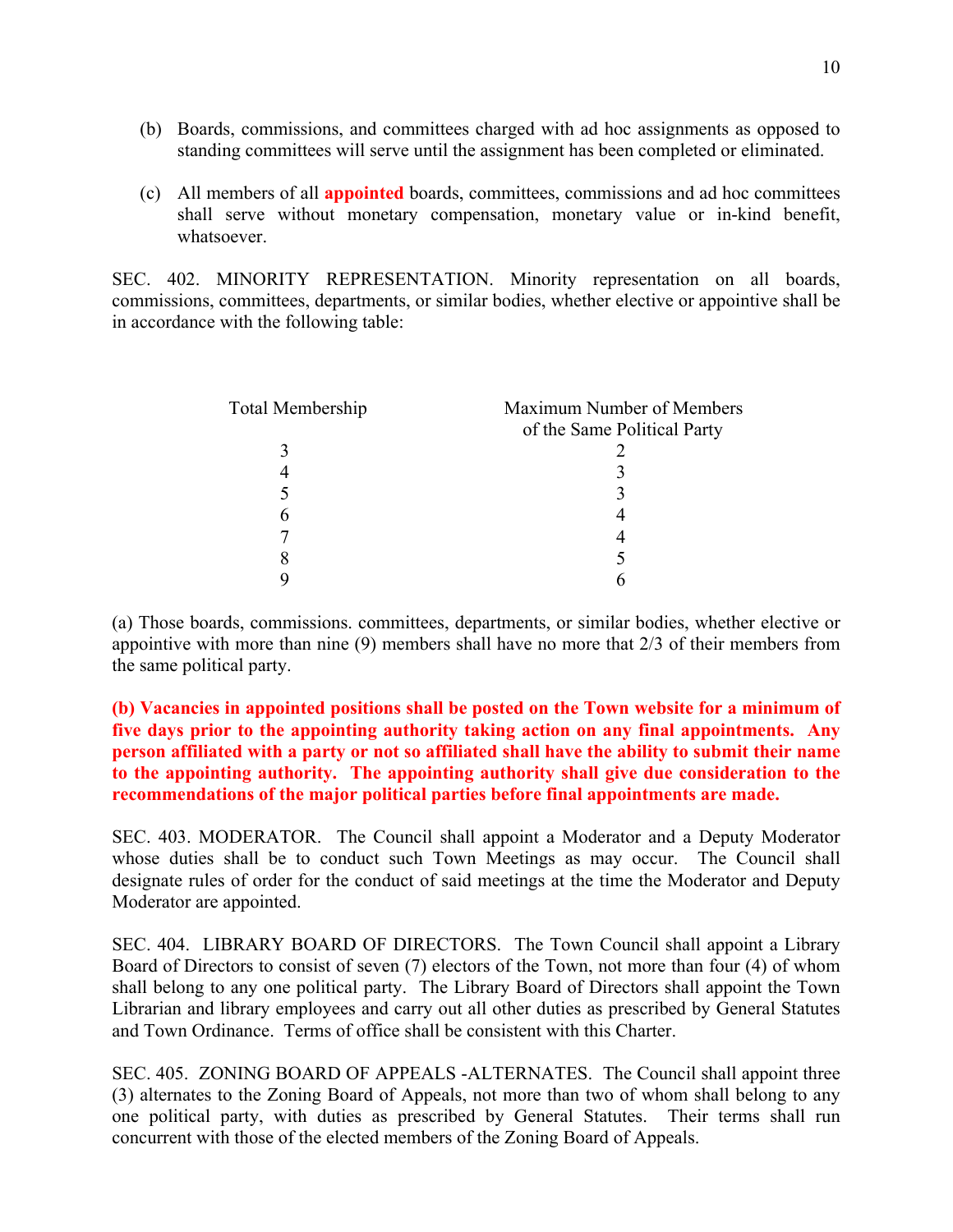(b) Boards, commissions, and committees charged with ad hoc assignments as opposed to standing committees will serve until the assignment has been completed or eliminated.

(c) All members of all **appointed** boards, committees, commissions and ad hoc committees shall serve without monetary compensation, monetary value or in-kind benefit, whatsoever.

SEC. 402. MINORITY REPRESENTATION. Minority representation on all boards, commissions, committees, departments, or similar bodies, whether elective or appointive shall be in accordance with the following table:

| Total Membership | Maximum Number of Members of the Same Political Party |
|---|---|
| 3 | 2 |
| 4 | 3 |
| 5 | 3 |
| 6 | 4 |
| 7 | 4 |
| 8 | 5 |
| 9 | 6 |

(a) Those boards, commissions. committees, departments, or similar bodies, whether elective or appointive with more than nine (9) members shall have no more that 2/3 of their members from the same political party.

**(b) Vacancies in appointed positions shall be posted on the Town website for a minimum of five days prior to the appointing authority taking action on any final appointments. Any person affiliated with a party or not so affiliated shall have the ability to submit their name to the appointing authority. The appointing authority shall give due consideration to the recommendations of the major political parties before final appointments are made.**

SEC. 403. MODERATOR. The Council shall appoint a Moderator and a Deputy Moderator whose duties shall be to conduct such Town Meetings as may occur. The Council shall designate rules of order for the conduct of said meetings at the time the Moderator and Deputy Moderator are appointed.

SEC. 404. LIBRARY BOARD OF DIRECTORS. The Town Council shall appoint a Library Board of Directors to consist of seven (7) electors of the Town, not more than four (4) of whom shall belong to any one political party. The Library Board of Directors shall appoint the Town Librarian and library employees and carry out all other duties as prescribed by General Statutes and Town Ordinance. Terms of office shall be consistent with this Charter.

SEC. 405. ZONING BOARD OF APPEALS -ALTERNATES. The Council shall appoint three (3) alternates to the Zoning Board of Appeals, not more than two of whom shall belong to any one political party, with duties as prescribed by General Statutes. Their terms shall run concurrent with those of the elected members of the Zoning Board of Appeals.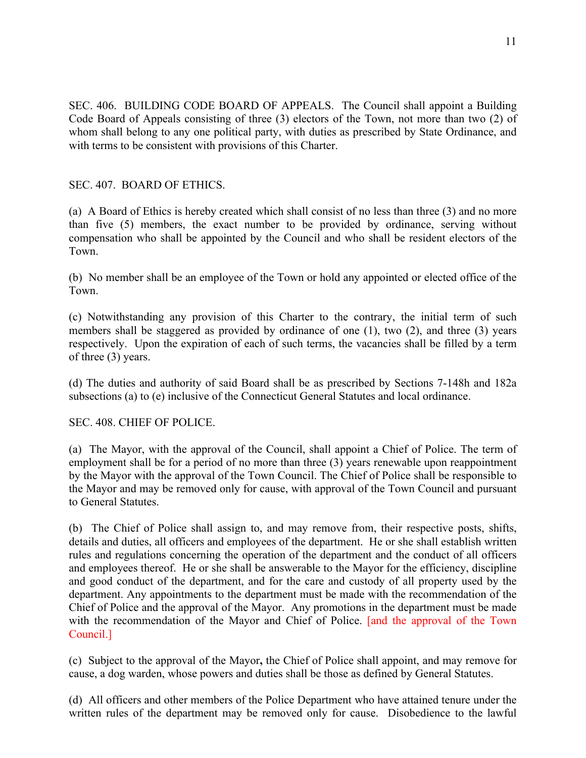SEC. 406. BUILDING CODE BOARD OF APPEALS. The Council shall appoint a Building Code Board of Appeals consisting of three (3) electors of the Town, not more than two (2) of whom shall belong to any one political party, with duties as prescribed by State Ordinance, and with terms to be consistent with provisions of this Charter.

SEC. 407. BOARD OF ETHICS.

(a) A Board of Ethics is hereby created which shall consist of no less than three (3) and no more than five (5) members, the exact number to be provided by ordinance, serving without compensation who shall be appointed by the Council and who shall be resident electors of the Town.

(b) No member shall be an employee of the Town or hold any appointed or elected office of the Town.

(c) Notwithstanding any provision of this Charter to the contrary, the initial term of such members shall be staggered as provided by ordinance of one (1), two (2), and three (3) years respectively. Upon the expiration of each of such terms, the vacancies shall be filled by a term of three (3) years.

(d) The duties and authority of said Board shall be as prescribed by Sections 7-148h and 182a subsections (a) to (e) inclusive of the Connecticut General Statutes and local ordinance.

SEC. 408. CHIEF OF POLICE.

(a) The Mayor, with the approval of the Council, shall appoint a Chief of Police. The term of employment shall be for a period of no more than three (3) years renewable upon reappointment by the Mayor with the approval of the Town Council. The Chief of Police shall be responsible to the Mayor and may be removed only for cause, with approval of the Town Council and pursuant to General Statutes.

(b) The Chief of Police shall assign to, and may remove from, their respective posts, shifts, details and duties, all officers and employees of the department. He or she shall establish written rules and regulations concerning the operation of the department and the conduct of all officers and employees thereof. He or she shall be answerable to the Mayor for the efficiency, discipline and good conduct of the department, and for the care and custody of all property used by the department. Any appointments to the department must be made with the recommendation of the Chief of Police and the approval of the Mayor. Any promotions in the department must be made with the recommendation of the Mayor and Chief of Police. [and the approval of the Town Council.]

(c) Subject to the approval of the Mayor**,** the Chief of Police shall appoint, and may remove for cause, a dog warden, whose powers and duties shall be those as defined by General Statutes.

(d) All officers and other members of the Police Department who have attained tenure under the written rules of the department may be removed only for cause. Disobedience to the lawful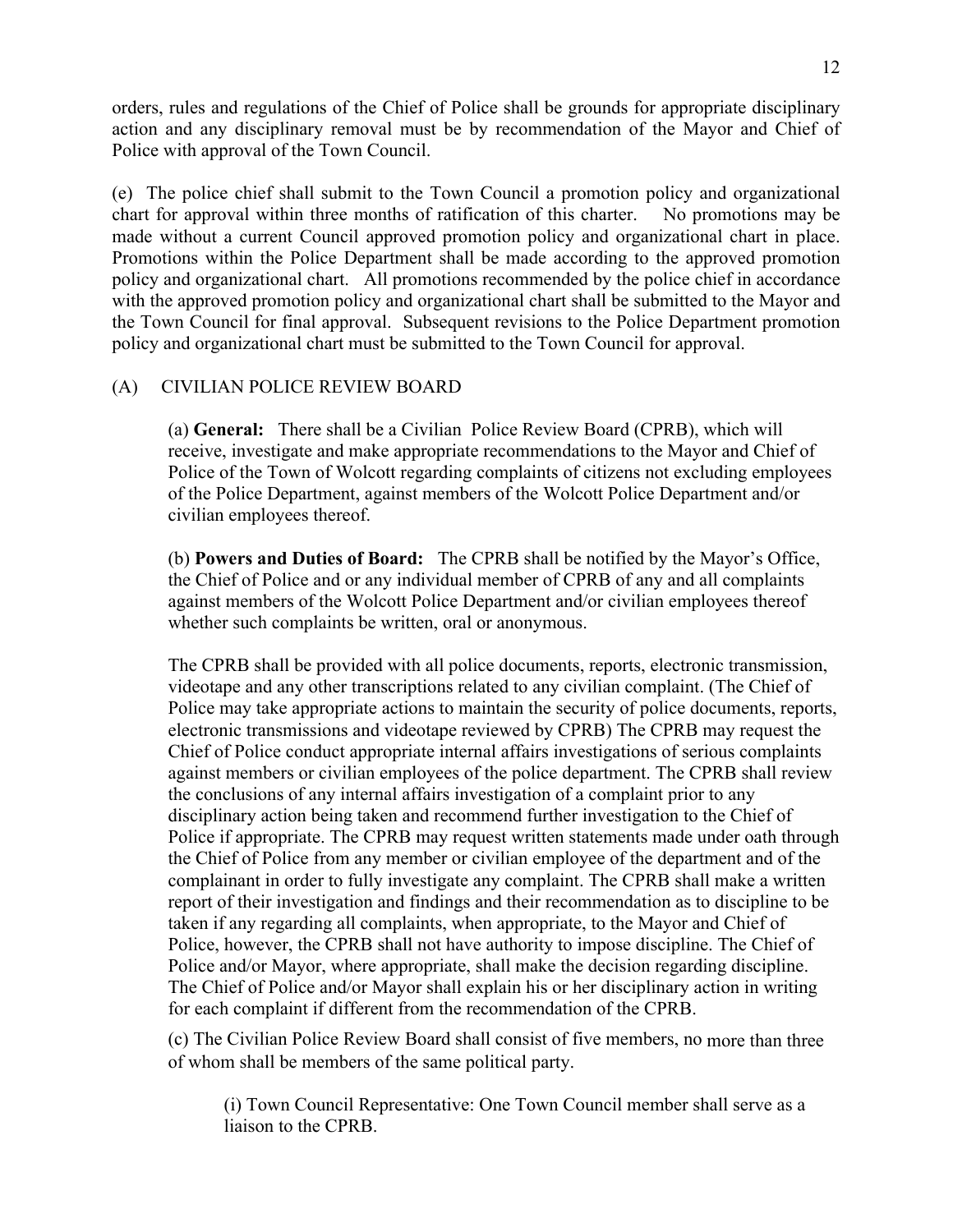orders, rules and regulations of the Chief of Police shall be grounds for appropriate disciplinary action and any disciplinary removal must be by recommendation of the Mayor and Chief of Police with approval of the Town Council.

(e) The police chief shall submit to the Town Council a promotion policy and organizational chart for approval within three months of ratification of this charter. No promotions may be made without a current Council approved promotion policy and organizational chart in place. Promotions within the Police Department shall be made according to the approved promotion policy and organizational chart. All promotions recommended by the police chief in accordance with the approved promotion policy and organizational chart shall be submitted to the Mayor and the Town Council for final approval. Subsequent revisions to the Police Department promotion policy and organizational chart must be submitted to the Town Council for approval.

(A) CIVILIAN POLICE REVIEW BOARD

(a) **General:** There shall be a Civilian Police Review Board (CPRB), which will receive, investigate and make appropriate recommendations to the Mayor and Chief of Police of the Town of Wolcott regarding complaints of citizens not excluding employees of the Police Department, against members of the Wolcott Police Department and/or civilian employees thereof.

(b) **Powers and Duties of Board:** The CPRB shall be notified by the Mayor's Office, the Chief of Police and or any individual member of CPRB of any and all complaints against members of the Wolcott Police Department and/or civilian employees thereof whether such complaints be written, oral or anonymous.

The CPRB shall be provided with all police documents, reports, electronic transmission, videotape and any other transcriptions related to any civilian complaint. (The Chief of Police may take appropriate actions to maintain the security of police documents, reports, electronic transmissions and videotape reviewed by CPRB) The CPRB may request the Chief of Police conduct appropriate internal affairs investigations of serious complaints against members or civilian employees of the police department. The CPRB shall review the conclusions of any internal affairs investigation of a complaint prior to any disciplinary action being taken and recommend further investigation to the Chief of Police if appropriate. The CPRB may request written statements made under oath through the Chief of Police from any member or civilian employee of the department and of the complainant in order to fully investigate any complaint. The CPRB shall make a written report of their investigation and findings and their recommendation as to discipline to be taken if any regarding all complaints, when appropriate, to the Mayor and Chief of Police, however, the CPRB shall not have authority to impose discipline. The Chief of Police and/or Mayor, where appropriate, shall make the decision regarding discipline. The Chief of Police and/or Mayor shall explain his or her disciplinary action in writing for each complaint if different from the recommendation of the CPRB.

(c) The Civilian Police Review Board shall consist of five members, no more than three of whom shall be members of the same political party.

(i) Town Council Representative: One Town Council member shall serve as a liaison to the CPRB.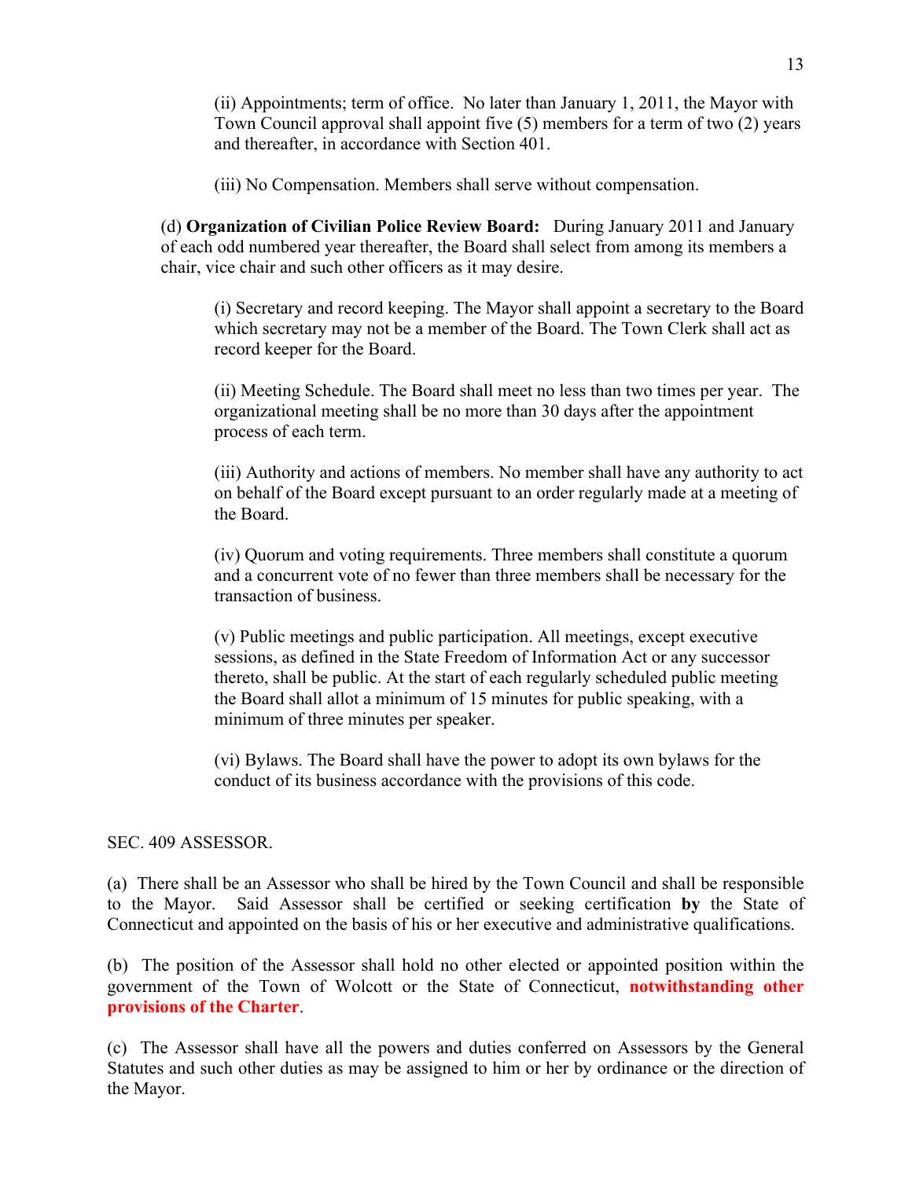(ii) Appointments; term of office. No later than January 1, 2011, the Mayor with Town Council approval shall appoint five (5) members for a term of two (2) years and thereafter, in accordance with Section 401.

(iii) No Compensation. Members shall serve without compensation.

(d) **Organization of Civilian Police Review Board:** During January 2011 and January of each odd numbered year thereafter, the Board shall select from among its members a chair, vice chair and such other officers as it may desire.

(i) Secretary and record keeping. The Mayor shall appoint a secretary to the Board which secretary may not be a member of the Board. The Town Clerk shall act as record keeper for the Board.

(ii) Meeting Schedule. The Board shall meet no less than two times per year. The organizational meeting shall be no more than 30 days after the appointment process of each term.

(iii) Authority and actions of members. No member shall have any authority to act on behalf of the Board except pursuant to an order regularly made at a meeting of the Board.

(iv) Quorum and voting requirements. Three members shall constitute a quorum and a concurrent vote of no fewer than three members shall be necessary for the transaction of business.

(v) Public meetings and public participation. All meetings, except executive sessions, as defined in the State Freedom of Information Act or any successor thereto, shall be public. At the start of each regularly scheduled public meeting the Board shall allot a minimum of 15 minutes for public speaking, with a minimum of three minutes per speaker.

(vi) Bylaws. The Board shall have the power to adopt its own bylaws for the conduct of its business accordance with the provisions of this code.

SEC. 409 ASSESSOR.

(a) There shall be an Assessor who shall be hired by the Town Council and shall be responsible to the Mayor. Said Assessor shall be certified or seeking certification **by** the State of Connecticut and appointed on the basis of his or her executive and administrative qualifications.

(b) The position of the Assessor shall hold no other elected or appointed position within the government of the Town of Wolcott or the State of Connecticut, **notwithstanding other provisions of the Charter**.

(c) The Assessor shall have all the powers and duties conferred on Assessors by the General Statutes and such other duties as may be assigned to him or her by ordinance or the direction of the Mayor.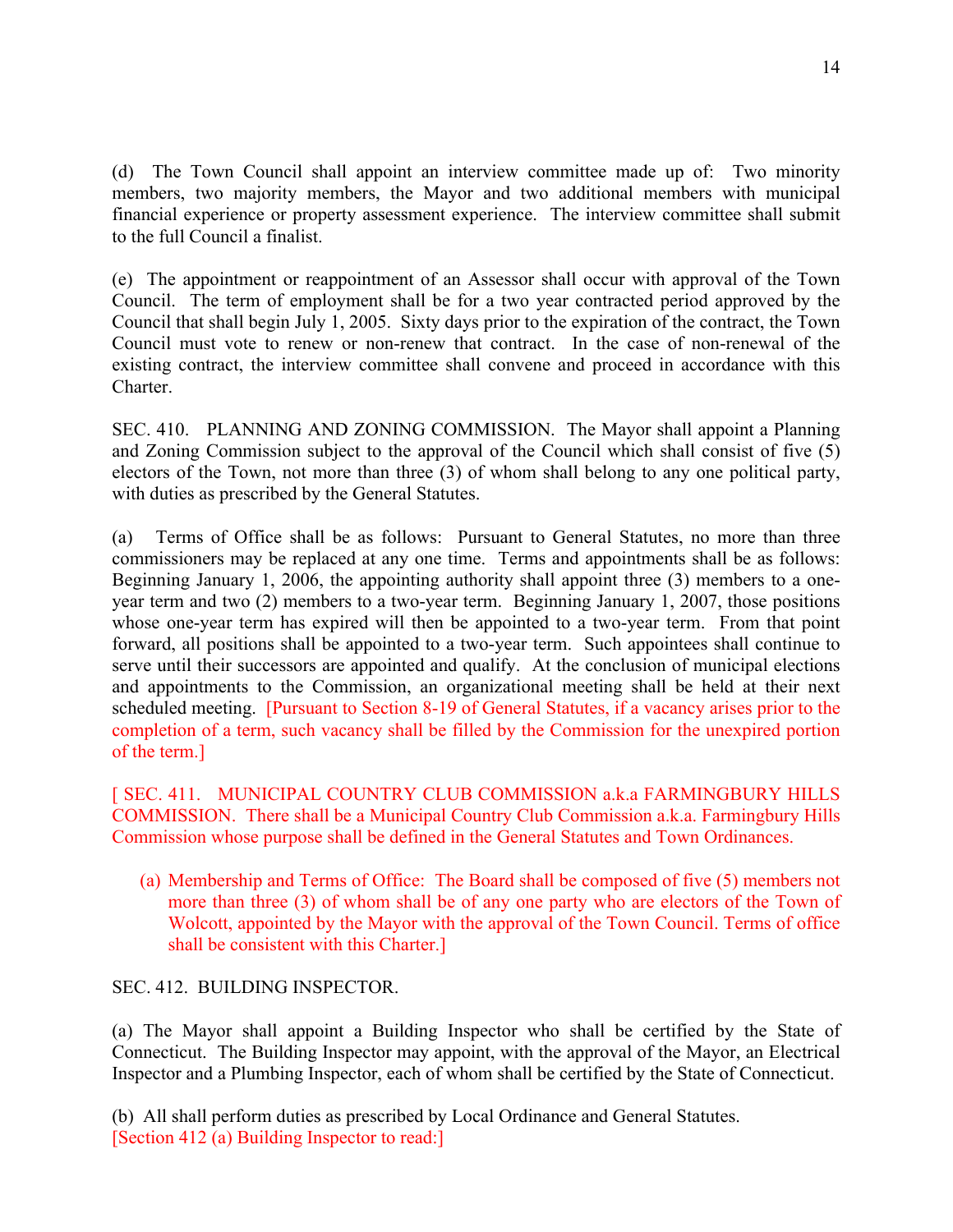(d) The Town Council shall appoint an interview committee made up of: Two minority members, two majority members, the Mayor and two additional members with municipal financial experience or property assessment experience. The interview committee shall submit to the full Council a finalist.

(e) The appointment or reappointment of an Assessor shall occur with approval of the Town Council. The term of employment shall be for a two year contracted period approved by the Council that shall begin July 1, 2005. Sixty days prior to the expiration of the contract, the Town Council must vote to renew or non-renew that contract. In the case of non-renewal of the existing contract, the interview committee shall convene and proceed in accordance with this Charter.

SEC. 410. PLANNING AND ZONING COMMISSION. The Mayor shall appoint a Planning and Zoning Commission subject to the approval of the Council which shall consist of five (5) electors of the Town, not more than three (3) of whom shall belong to any one political party, with duties as prescribed by the General Statutes.

(a) Terms of Office shall be as follows: Pursuant to General Statutes, no more than three commissioners may be replaced at any one time. Terms and appointments shall be as follows: Beginning January 1, 2006, the appointing authority shall appoint three (3) members to a one-year term and two (2) members to a two-year term. Beginning January 1, 2007, those positions whose one-year term has expired will then be appointed to a two-year term. From that point forward, all positions shall be appointed to a two-year term. Such appointees shall continue to serve until their successors are appointed and qualify. At the conclusion of municipal elections and appointments to the Commission, an organizational meeting shall be held at their next scheduled meeting. [Pursuant to Section 8-19 of General Statutes, if a vacancy arises prior to the completion of a term, such vacancy shall be filled by the Commission for the unexpired portion of the term.]

[ SEC. 411. MUNICIPAL COUNTRY CLUB COMMISSION a.k.a FARMINGBURY HILLS COMMISSION. There shall be a Municipal Country Club Commission a.k.a. Farmingbury Hills Commission whose purpose shall be defined in the General Statutes and Town Ordinances.

(a) Membership and Terms of Office: The Board shall be composed of five (5) members not more than three (3) of whom shall be of any one party who are electors of the Town of Wolcott, appointed by the Mayor with the approval of the Town Council. Terms of office shall be consistent with this Charter.]

SEC. 412. BUILDING INSPECTOR.

(a) The Mayor shall appoint a Building Inspector who shall be certified by the State of Connecticut. The Building Inspector may appoint, with the approval of the Mayor, an Electrical Inspector and a Plumbing Inspector, each of whom shall be certified by the State of Connecticut.

(b) All shall perform duties as prescribed by Local Ordinance and General Statutes.
[Section 412 (a) Building Inspector to read:]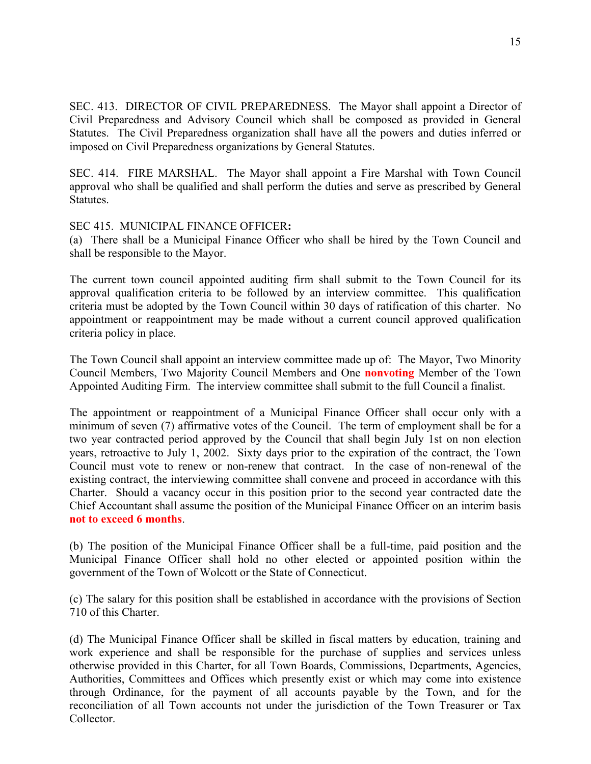SEC. 413. DIRECTOR OF CIVIL PREPAREDNESS. The Mayor shall appoint a Director of Civil Preparedness and Advisory Council which shall be composed as provided in General Statutes. The Civil Preparedness organization shall have all the powers and duties inferred or imposed on Civil Preparedness organizations by General Statutes.

SEC. 414. FIRE MARSHAL. The Mayor shall appoint a Fire Marshal with Town Council approval who shall be qualified and shall perform the duties and serve as prescribed by General Statutes.

SEC 415. MUNICIPAL FINANCE OFFICER**:**

(a) There shall be a Municipal Finance Officer who shall be hired by the Town Council and shall be responsible to the Mayor.

The current town council appointed auditing firm shall submit to the Town Council for its approval qualification criteria to be followed by an interview committee. This qualification criteria must be adopted by the Town Council within 30 days of ratification of this charter. No appointment or reappointment may be made without a current council approved qualification criteria policy in place.

The Town Council shall appoint an interview committee made up of: The Mayor, Two Minority Council Members, Two Majority Council Members and One **nonvoting** Member of the Town Appointed Auditing Firm. The interview committee shall submit to the full Council a finalist.

The appointment or reappointment of a Municipal Finance Officer shall occur only with a minimum of seven (7) affirmative votes of the Council. The term of employment shall be for a two year contracted period approved by the Council that shall begin July 1st on non election years, retroactive to July 1, 2002. Sixty days prior to the expiration of the contract, the Town Council must vote to renew or non-renew that contract. In the case of non-renewal of the existing contract, the interviewing committee shall convene and proceed in accordance with this Charter. Should a vacancy occur in this position prior to the second year contracted date the Chief Accountant shall assume the position of the Municipal Finance Officer on an interim basis **not to exceed 6 months**.

(b) The position of the Municipal Finance Officer shall be a full-time, paid position and the Municipal Finance Officer shall hold no other elected or appointed position within the government of the Town of Wolcott or the State of Connecticut.

(c) The salary for this position shall be established in accordance with the provisions of Section 710 of this Charter.

(d) The Municipal Finance Officer shall be skilled in fiscal matters by education, training and work experience and shall be responsible for the purchase of supplies and services unless otherwise provided in this Charter, for all Town Boards, Commissions, Departments, Agencies, Authorities, Committees and Offices which presently exist or which may come into existence through Ordinance, for the payment of all accounts payable by the Town, and for the reconciliation of all Town accounts not under the jurisdiction of the Town Treasurer or Tax Collector.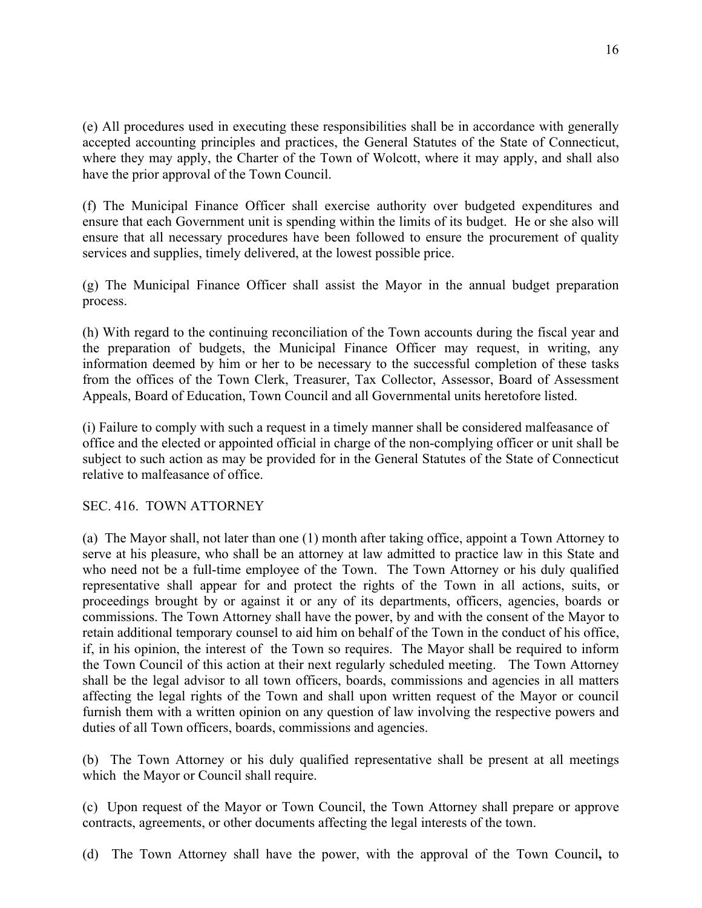(e) All procedures used in executing these responsibilities shall be in accordance with generally accepted accounting principles and practices, the General Statutes of the State of Connecticut, where they may apply, the Charter of the Town of Wolcott, where it may apply, and shall also have the prior approval of the Town Council.

(f) The Municipal Finance Officer shall exercise authority over budgeted expenditures and ensure that each Government unit is spending within the limits of its budget. He or she also will ensure that all necessary procedures have been followed to ensure the procurement of quality services and supplies, timely delivered, at the lowest possible price.

(g) The Municipal Finance Officer shall assist the Mayor in the annual budget preparation process.

(h) With regard to the continuing reconciliation of the Town accounts during the fiscal year and the preparation of budgets, the Municipal Finance Officer may request, in writing, any information deemed by him or her to be necessary to the successful completion of these tasks from the offices of the Town Clerk, Treasurer, Tax Collector, Assessor, Board of Assessment Appeals, Board of Education, Town Council and all Governmental units heretofore listed.

(i) Failure to comply with such a request in a timely manner shall be considered malfeasance of office and the elected or appointed official in charge of the non-complying officer or unit shall be subject to such action as may be provided for in the General Statutes of the State of Connecticut relative to malfeasance of office.

SEC. 416. TOWN ATTORNEY

(a) The Mayor shall, not later than one (1) month after taking office, appoint a Town Attorney to serve at his pleasure, who shall be an attorney at law admitted to practice law in this State and who need not be a full-time employee of the Town. The Town Attorney or his duly qualified representative shall appear for and protect the rights of the Town in all actions, suits, or proceedings brought by or against it or any of its departments, officers, agencies, boards or commissions. The Town Attorney shall have the power, by and with the consent of the Mayor to retain additional temporary counsel to aid him on behalf of the Town in the conduct of his office, if, in his opinion, the interest of the Town so requires. The Mayor shall be required to inform the Town Council of this action at their next regularly scheduled meeting. The Town Attorney shall be the legal advisor to all town officers, boards, commissions and agencies in all matters affecting the legal rights of the Town and shall upon written request of the Mayor or council furnish them with a written opinion on any question of law involving the respective powers and duties of all Town officers, boards, commissions and agencies.

(b) The Town Attorney or his duly qualified representative shall be present at all meetings which the Mayor or Council shall require.

(c) Upon request of the Mayor or Town Council, the Town Attorney shall prepare or approve contracts, agreements, or other documents affecting the legal interests of the town.

(d) The Town Attorney shall have the power, with the approval of the Town Council**,** to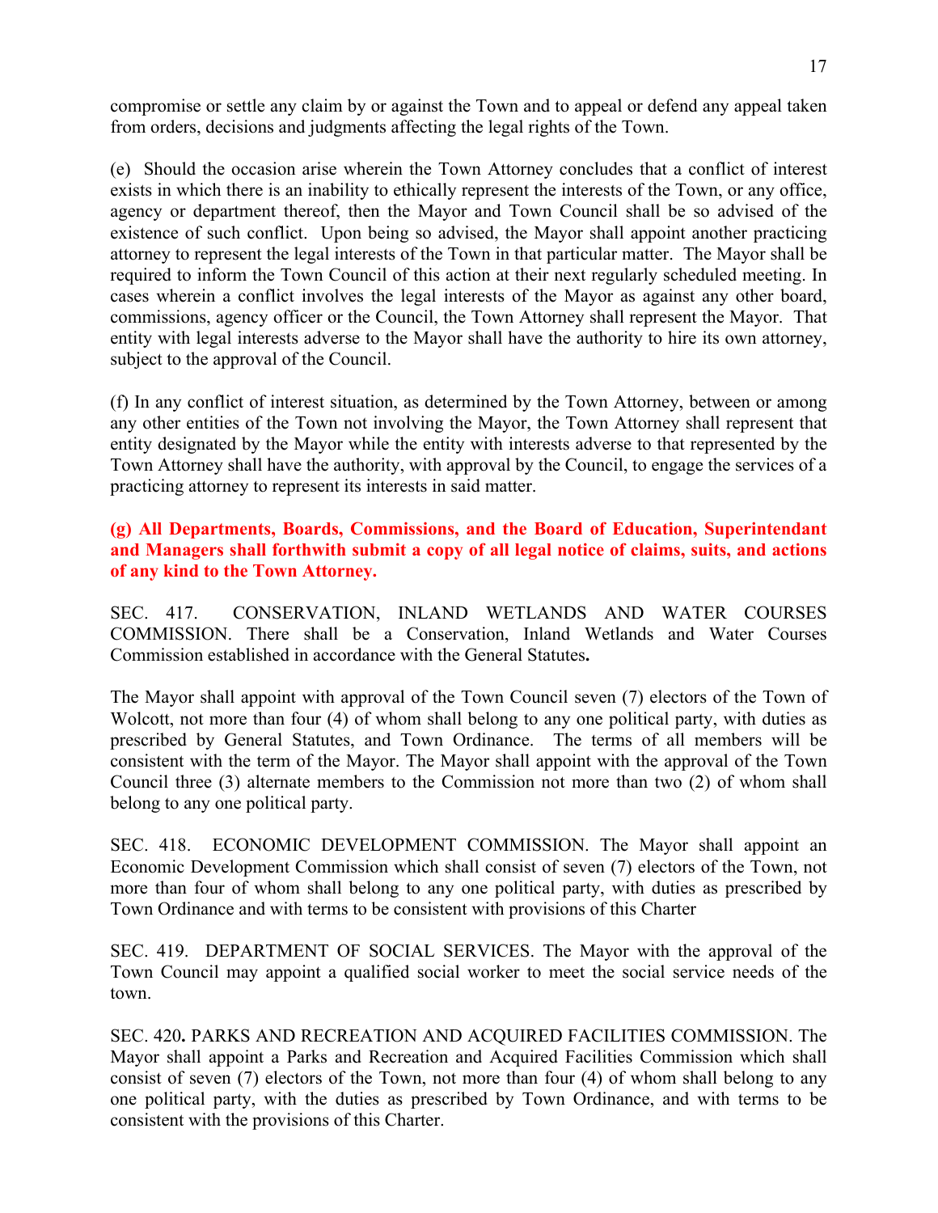compromise or settle any claim by or against the Town and to appeal or defend any appeal taken from orders, decisions and judgments affecting the legal rights of the Town.

(e) Should the occasion arise wherein the Town Attorney concludes that a conflict of interest exists in which there is an inability to ethically represent the interests of the Town, or any office, agency or department thereof, then the Mayor and Town Council shall be so advised of the existence of such conflict. Upon being so advised, the Mayor shall appoint another practicing attorney to represent the legal interests of the Town in that particular matter. The Mayor shall be required to inform the Town Council of this action at their next regularly scheduled meeting. In cases wherein a conflict involves the legal interests of the Mayor as against any other board, commissions, agency officer or the Council, the Town Attorney shall represent the Mayor. That entity with legal interests adverse to the Mayor shall have the authority to hire its own attorney, subject to the approval of the Council.

(f) In any conflict of interest situation, as determined by the Town Attorney, between or among any other entities of the Town not involving the Mayor, the Town Attorney shall represent that entity designated by the Mayor while the entity with interests adverse to that represented by the Town Attorney shall have the authority, with approval by the Council, to engage the services of a practicing attorney to represent its interests in said matter.

**(g) All Departments, Boards, Commissions, and the Board of Education, Superintendant and Managers shall forthwith submit a copy of all legal notice of claims, suits, and actions of any kind to the Town Attorney.**

SEC. 417. CONSERVATION, INLAND WETLANDS AND WATER COURSES COMMISSION. There shall be a Conservation, Inland Wetlands and Water Courses Commission established in accordance with the General Statutes**.**

The Mayor shall appoint with approval of the Town Council seven (7) electors of the Town of Wolcott, not more than four (4) of whom shall belong to any one political party, with duties as prescribed by General Statutes, and Town Ordinance. The terms of all members will be consistent with the term of the Mayor. The Mayor shall appoint with the approval of the Town Council three (3) alternate members to the Commission not more than two (2) of whom shall belong to any one political party.

SEC. 418. ECONOMIC DEVELOPMENT COMMISSION. The Mayor shall appoint an Economic Development Commission which shall consist of seven (7) electors of the Town, not more than four of whom shall belong to any one political party, with duties as prescribed by Town Ordinance and with terms to be consistent with provisions of this Charter

SEC. 419. DEPARTMENT OF SOCIAL SERVICES. The Mayor with the approval of the Town Council may appoint a qualified social worker to meet the social service needs of the town.

SEC. 420**.** PARKS AND RECREATION AND ACQUIRED FACILITIES COMMISSION. The Mayor shall appoint a Parks and Recreation and Acquired Facilities Commission which shall consist of seven (7) electors of the Town, not more than four (4) of whom shall belong to any one political party, with the duties as prescribed by Town Ordinance, and with terms to be consistent with the provisions of this Charter.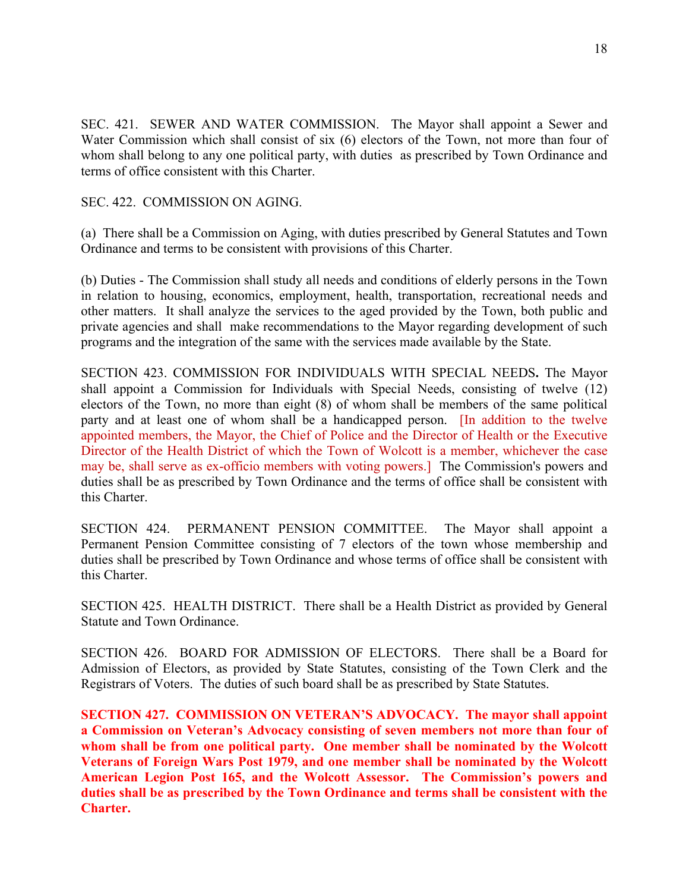SEC. 421. SEWER AND WATER COMMISSION. The Mayor shall appoint a Sewer and Water Commission which shall consist of six (6) electors of the Town, not more than four of whom shall belong to any one political party, with duties as prescribed by Town Ordinance and terms of office consistent with this Charter.

SEC. 422. COMMISSION ON AGING.

(a) There shall be a Commission on Aging, with duties prescribed by General Statutes and Town Ordinance and terms to be consistent with provisions of this Charter.

(b) Duties - The Commission shall study all needs and conditions of elderly persons in the Town in relation to housing, economics, employment, health, transportation, recreational needs and other matters. It shall analyze the services to the aged provided by the Town, both public and private agencies and shall make recommendations to the Mayor regarding development of such programs and the integration of the same with the services made available by the State.

SECTION 423. COMMISSION FOR INDIVIDUALS WITH SPECIAL NEEDS**.** The Mayor shall appoint a Commission for Individuals with Special Needs, consisting of twelve (12) electors of the Town, no more than eight (8) of whom shall be members of the same political party and at least one of whom shall be a handicapped person. [In addition to the twelve appointed members, the Mayor, the Chief of Police and the Director of Health or the Executive Director of the Health District of which the Town of Wolcott is a member, whichever the case may be, shall serve as ex-officio members with voting powers.] The Commission's powers and duties shall be as prescribed by Town Ordinance and the terms of office shall be consistent with this Charter.

SECTION 424. PERMANENT PENSION COMMITTEE. The Mayor shall appoint a Permanent Pension Committee consisting of 7 electors of the town whose membership and duties shall be prescribed by Town Ordinance and whose terms of office shall be consistent with this Charter.

SECTION 425. HEALTH DISTRICT. There shall be a Health District as provided by General Statute and Town Ordinance.

SECTION 426. BOARD FOR ADMISSION OF ELECTORS. There shall be a Board for Admission of Electors, as provided by State Statutes, consisting of the Town Clerk and the Registrars of Voters. The duties of such board shall be as prescribed by State Statutes.

**SECTION 427. COMMISSION ON VETERAN'S ADVOCACY. The mayor shall appoint a Commission on Veteran's Advocacy consisting of seven members not more than four of whom shall be from one political party. One member shall be nominated by the Wolcott Veterans of Foreign Wars Post 1979, and one member shall be nominated by the Wolcott American Legion Post 165, and the Wolcott Assessor. The Commission's powers and duties shall be as prescribed by the Town Ordinance and terms shall be consistent with the Charter.**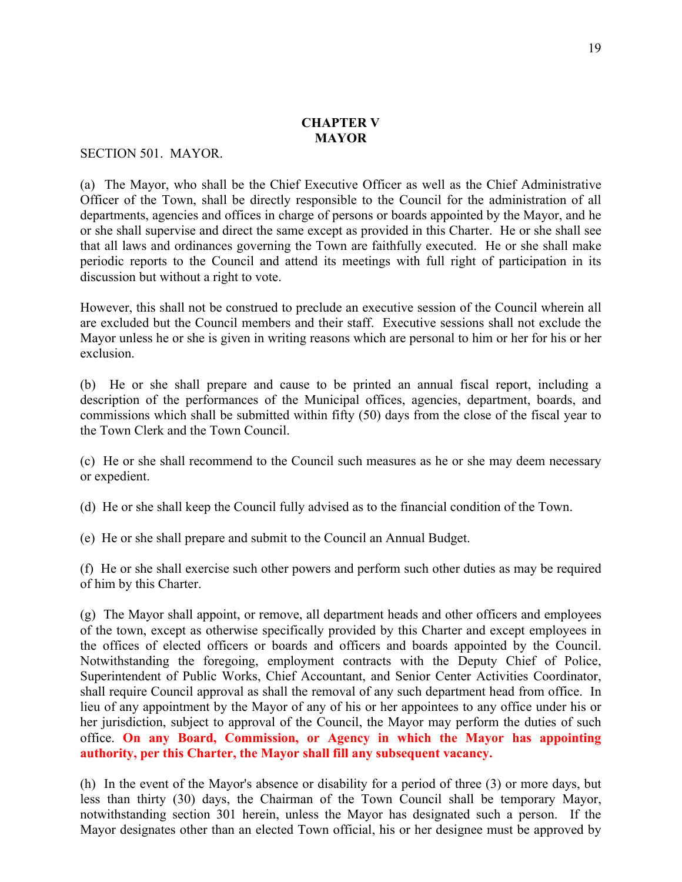# CHAPTER V
# MAYOR

SECTION 501. MAYOR.

(a) The Mayor, who shall be the Chief Executive Officer as well as the Chief Administrative Officer of the Town, shall be directly responsible to the Council for the administration of all departments, agencies and offices in charge of persons or boards appointed by the Mayor, and he or she shall supervise and direct the same except as provided in this Charter. He or she shall see that all laws and ordinances governing the Town are faithfully executed. He or she shall make periodic reports to the Council and attend its meetings with full right of participation in its discussion but without a right to vote.

However, this shall not be construed to preclude an executive session of the Council wherein all are excluded but the Council members and their staff. Executive sessions shall not exclude the Mayor unless he or she is given in writing reasons which are personal to him or her for his or her exclusion.

(b) He or she shall prepare and cause to be printed an annual fiscal report, including a description of the performances of the Municipal offices, agencies, department, boards, and commissions which shall be submitted within fifty (50) days from the close of the fiscal year to the Town Clerk and the Town Council.

(c) He or she shall recommend to the Council such measures as he or she may deem necessary or expedient.

(d) He or she shall keep the Council fully advised as to the financial condition of the Town.

(e) He or she shall prepare and submit to the Council an Annual Budget.

(f) He or she shall exercise such other powers and perform such other duties as may be required of him by this Charter.

(g) The Mayor shall appoint, or remove, all department heads and other officers and employees of the town, except as otherwise specifically provided by this Charter and except employees in the offices of elected officers or boards and officers and boards appointed by the Council. Notwithstanding the foregoing, employment contracts with the Deputy Chief of Police, Superintendent of Public Works, Chief Accountant, and Senior Center Activities Coordinator, shall require Council approval as shall the removal of any such department head from office. In lieu of any appointment by the Mayor of any of his or her appointees to any office under his or her jurisdiction, subject to approval of the Council, the Mayor may perform the duties of such office. **On any Board, Commission, or Agency in which the Mayor has appointing authority, per this Charter, the Mayor shall fill any subsequent vacancy.**

(h) In the event of the Mayor's absence or disability for a period of three (3) or more days, but less than thirty (30) days, the Chairman of the Town Council shall be temporary Mayor, notwithstanding section 301 herein, unless the Mayor has designated such a person. If the Mayor designates other than an elected Town official, his or her designee must be approved by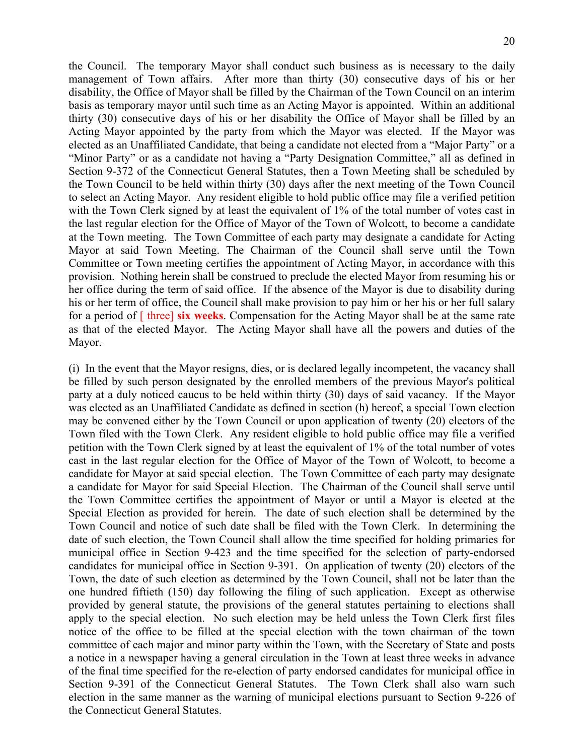the Council. The temporary Mayor shall conduct such business as is necessary to the daily management of Town affairs. After more than thirty (30) consecutive days of his or her disability, the Office of Mayor shall be filled by the Chairman of the Town Council on an interim basis as temporary mayor until such time as an Acting Mayor is appointed. Within an additional thirty (30) consecutive days of his or her disability the Office of Mayor shall be filled by an Acting Mayor appointed by the party from which the Mayor was elected. If the Mayor was elected as an Unaffiliated Candidate, that being a candidate not elected from a "Major Party" or a "Minor Party" or as a candidate not having a "Party Designation Committee," all as defined in Section 9-372 of the Connecticut General Statutes, then a Town Meeting shall be scheduled by the Town Council to be held within thirty (30) days after the next meeting of the Town Council to select an Acting Mayor. Any resident eligible to hold public office may file a verified petition with the Town Clerk signed by at least the equivalent of 1% of the total number of votes cast in the last regular election for the Office of Mayor of the Town of Wolcott, to become a candidate at the Town meeting. The Town Committee of each party may designate a candidate for Acting Mayor at said Town Meeting. The Chairman of the Council shall serve until the Town Committee or Town meeting certifies the appointment of Acting Mayor, in accordance with this provision. Nothing herein shall be construed to preclude the elected Mayor from resuming his or her office during the term of said office. If the absence of the Mayor is due to disability during his or her term of office, the Council shall make provision to pay him or her his or her full salary for a period of [ three] **six weeks**. Compensation for the Acting Mayor shall be at the same rate as that of the elected Mayor. The Acting Mayor shall have all the powers and duties of the Mayor.

(i) In the event that the Mayor resigns, dies, or is declared legally incompetent, the vacancy shall be filled by such person designated by the enrolled members of the previous Mayor's political party at a duly noticed caucus to be held within thirty (30) days of said vacancy. If the Mayor was elected as an Unaffiliated Candidate as defined in section (h) hereof, a special Town election may be convened either by the Town Council or upon application of twenty (20) electors of the Town filed with the Town Clerk. Any resident eligible to hold public office may file a verified petition with the Town Clerk signed by at least the equivalent of 1% of the total number of votes cast in the last regular election for the Office of Mayor of the Town of Wolcott, to become a candidate for Mayor at said special election. The Town Committee of each party may designate a candidate for Mayor for said Special Election. The Chairman of the Council shall serve until the Town Committee certifies the appointment of Mayor or until a Mayor is elected at the Special Election as provided for herein. The date of such election shall be determined by the Town Council and notice of such date shall be filed with the Town Clerk. In determining the date of such election, the Town Council shall allow the time specified for holding primaries for municipal office in Section 9-423 and the time specified for the selection of party-endorsed candidates for municipal office in Section 9-391. On application of twenty (20) electors of the Town, the date of such election as determined by the Town Council, shall not be later than the one hundred fiftieth (150) day following the filing of such application. Except as otherwise provided by general statute, the provisions of the general statutes pertaining to elections shall apply to the special election. No such election may be held unless the Town Clerk first files notice of the office to be filled at the special election with the town chairman of the town committee of each major and minor party within the Town, with the Secretary of State and posts a notice in a newspaper having a general circulation in the Town at least three weeks in advance of the final time specified for the re-election of party endorsed candidates for municipal office in Section 9-391 of the Connecticut General Statutes. The Town Clerk shall also warn such election in the same manner as the warning of municipal elections pursuant to Section 9-226 of the Connecticut General Statutes.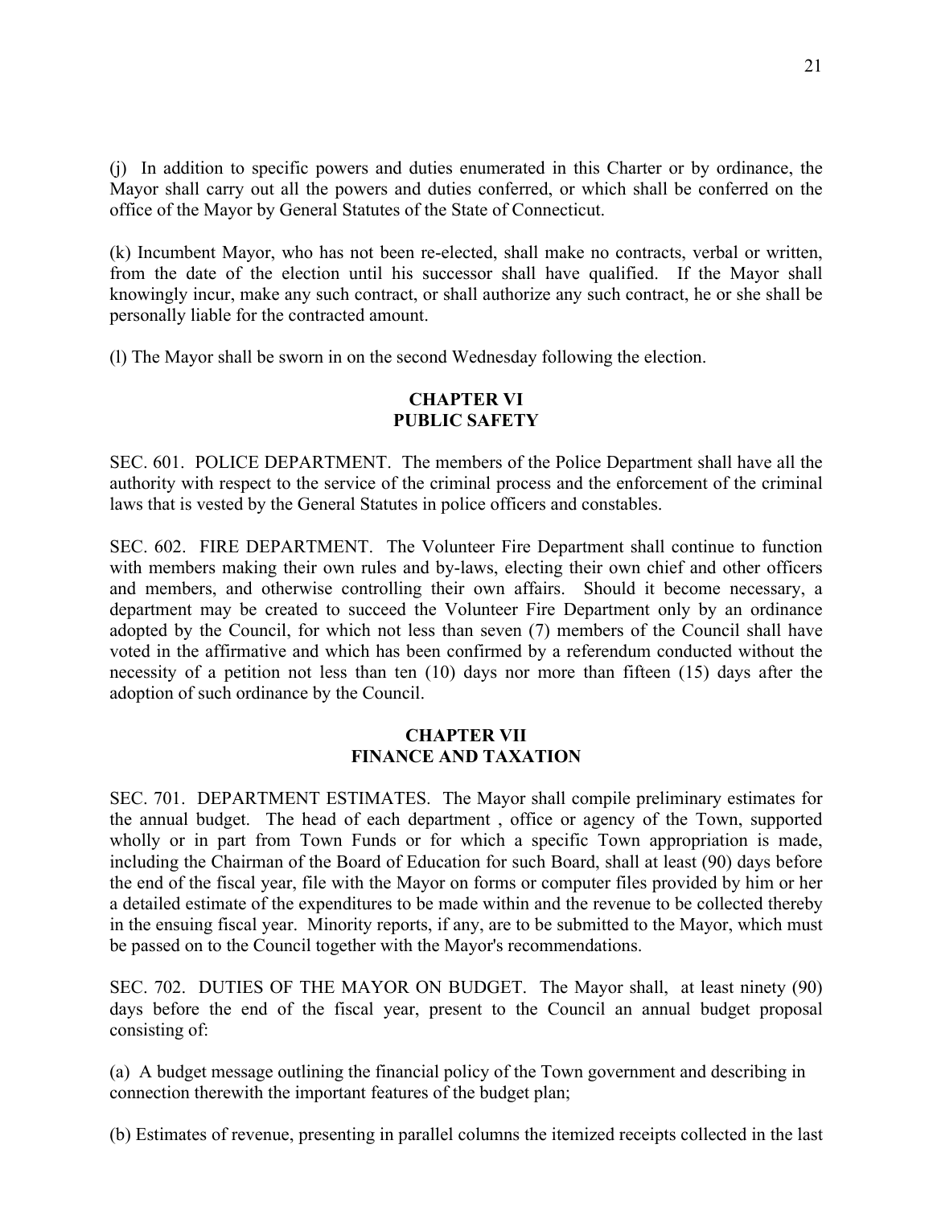(j) In addition to specific powers and duties enumerated in this Charter or by ordinance, the Mayor shall carry out all the powers and duties conferred, or which shall be conferred on the office of the Mayor by General Statutes of the State of Connecticut.

(k) Incumbent Mayor, who has not been re-elected, shall make no contracts, verbal or written, from the date of the election until his successor shall have qualified. If the Mayor shall knowingly incur, make any such contract, or shall authorize any such contract, he or she shall be personally liable for the contracted amount.

(l) The Mayor shall be sworn in on the second Wednesday following the election.

## CHAPTER VI
## PUBLIC SAFETY

SEC. 601. POLICE DEPARTMENT. The members of the Police Department shall have all the authority with respect to the service of the criminal process and the enforcement of the criminal laws that is vested by the General Statutes in police officers and constables.

SEC. 602. FIRE DEPARTMENT. The Volunteer Fire Department shall continue to function with members making their own rules and by-laws, electing their own chief and other officers and members, and otherwise controlling their own affairs. Should it become necessary, a department may be created to succeed the Volunteer Fire Department only by an ordinance adopted by the Council, for which not less than seven (7) members of the Council shall have voted in the affirmative and which has been confirmed by a referendum conducted without the necessity of a petition not less than ten (10) days nor more than fifteen (15) days after the adoption of such ordinance by the Council.

## CHAPTER VII
## FINANCE AND TAXATION

SEC. 701. DEPARTMENT ESTIMATES. The Mayor shall compile preliminary estimates for the annual budget. The head of each department , office or agency of the Town, supported wholly or in part from Town Funds or for which a specific Town appropriation is made, including the Chairman of the Board of Education for such Board, shall at least (90) days before the end of the fiscal year, file with the Mayor on forms or computer files provided by him or her a detailed estimate of the expenditures to be made within and the revenue to be collected thereby in the ensuing fiscal year. Minority reports, if any, are to be submitted to the Mayor, which must be passed on to the Council together with the Mayor's recommendations.

SEC. 702. DUTIES OF THE MAYOR ON BUDGET. The Mayor shall, at least ninety (90) days before the end of the fiscal year, present to the Council an annual budget proposal consisting of:

(a) A budget message outlining the financial policy of the Town government and describing in connection therewith the important features of the budget plan;

(b) Estimates of revenue, presenting in parallel columns the itemized receipts collected in the last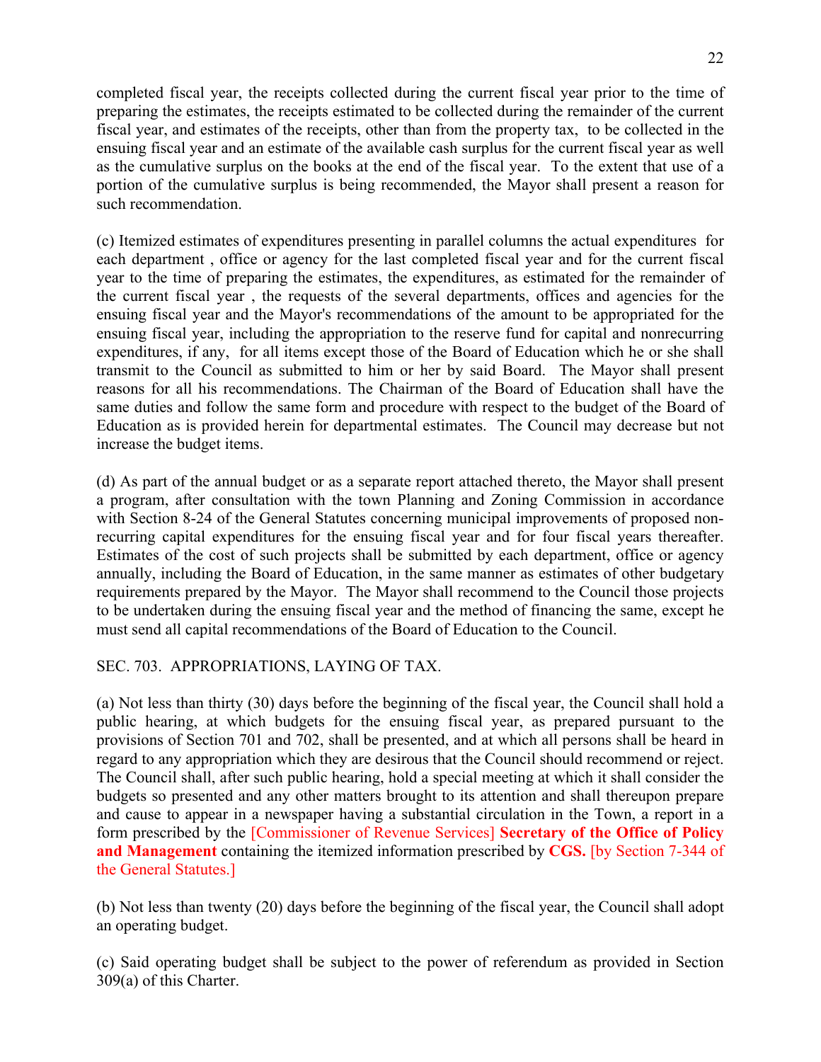completed fiscal year, the receipts collected during the current fiscal year prior to the time of preparing the estimates, the receipts estimated to be collected during the remainder of the current fiscal year, and estimates of the receipts, other than from the property tax, to be collected in the ensuing fiscal year and an estimate of the available cash surplus for the current fiscal year as well as the cumulative surplus on the books at the end of the fiscal year. To the extent that use of a portion of the cumulative surplus is being recommended, the Mayor shall present a reason for such recommendation.

(c) Itemized estimates of expenditures presenting in parallel columns the actual expenditures for each department , office or agency for the last completed fiscal year and for the current fiscal year to the time of preparing the estimates, the expenditures, as estimated for the remainder of the current fiscal year , the requests of the several departments, offices and agencies for the ensuing fiscal year and the Mayor's recommendations of the amount to be appropriated for the ensuing fiscal year, including the appropriation to the reserve fund for capital and nonrecurring expenditures, if any, for all items except those of the Board of Education which he or she shall transmit to the Council as submitted to him or her by said Board. The Mayor shall present reasons for all his recommendations. The Chairman of the Board of Education shall have the same duties and follow the same form and procedure with respect to the budget of the Board of Education as is provided herein for departmental estimates. The Council may decrease but not increase the budget items.

(d) As part of the annual budget or as a separate report attached thereto, the Mayor shall present a program, after consultation with the town Planning and Zoning Commission in accordance with Section 8-24 of the General Statutes concerning municipal improvements of proposed non-recurring capital expenditures for the ensuing fiscal year and for four fiscal years thereafter. Estimates of the cost of such projects shall be submitted by each department, office or agency annually, including the Board of Education, in the same manner as estimates of other budgetary requirements prepared by the Mayor. The Mayor shall recommend to the Council those projects to be undertaken during the ensuing fiscal year and the method of financing the same, except he must send all capital recommendations of the Board of Education to the Council.

SEC. 703. APPROPRIATIONS, LAYING OF TAX.

(a) Not less than thirty (30) days before the beginning of the fiscal year, the Council shall hold a public hearing, at which budgets for the ensuing fiscal year, as prepared pursuant to the provisions of Section 701 and 702, shall be presented, and at which all persons shall be heard in regard to any appropriation which they are desirous that the Council should recommend or reject. The Council shall, after such public hearing, hold a special meeting at which it shall consider the budgets so presented and any other matters brought to its attention and shall thereupon prepare and cause to appear in a newspaper having a substantial circulation in the Town, a report in a form prescribed by the [Commissioner of Revenue Services] **Secretary of the Office of Policy and Management** containing the itemized information prescribed by **CGS.** [by Section 7-344 of the General Statutes.]

(b) Not less than twenty (20) days before the beginning of the fiscal year, the Council shall adopt an operating budget.

(c) Said operating budget shall be subject to the power of referendum as provided in Section 309(a) of this Charter.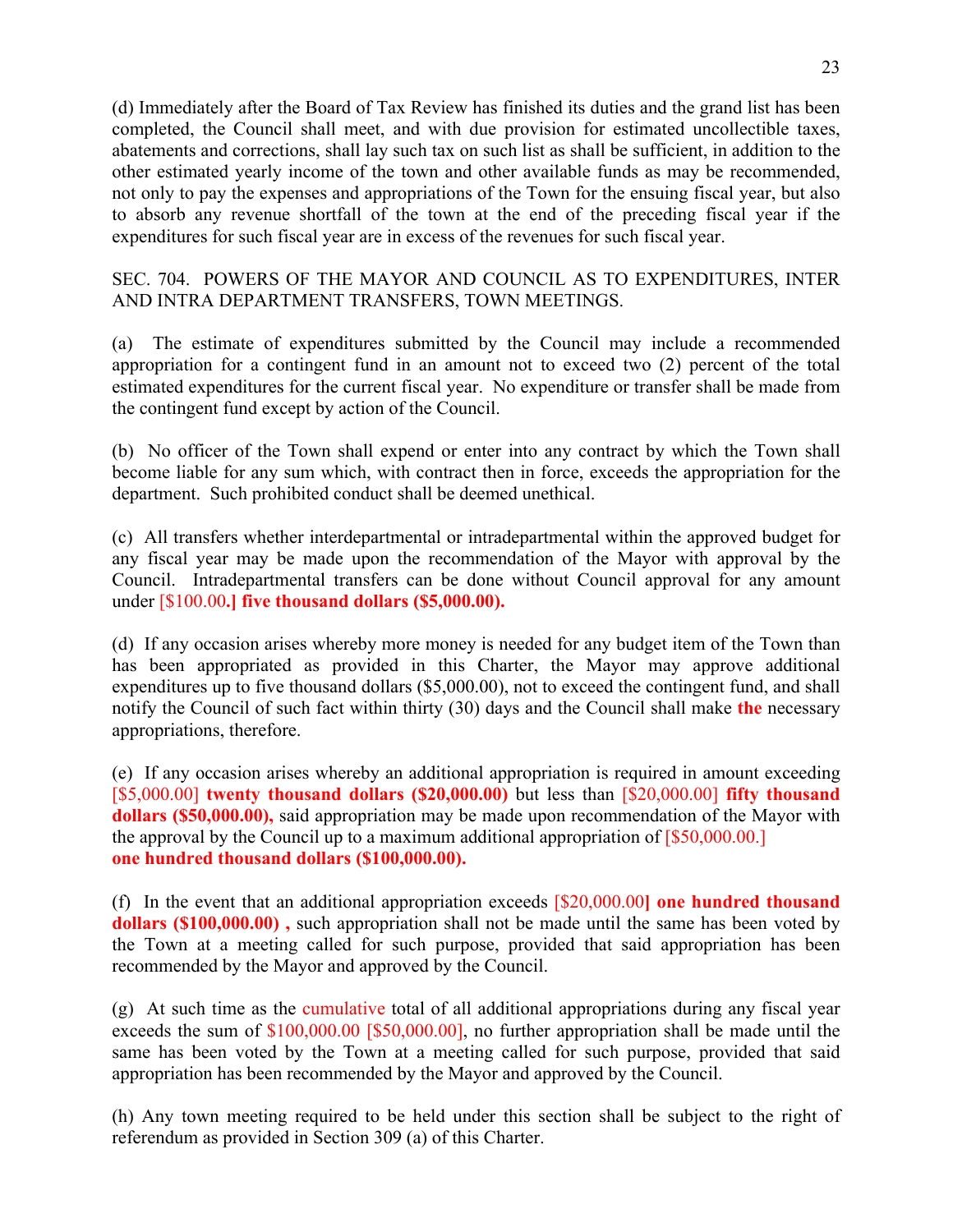(d) Immediately after the Board of Tax Review has finished its duties and the grand list has been completed, the Council shall meet, and with due provision for estimated uncollectible taxes, abatements and corrections, shall lay such tax on such list as shall be sufficient, in addition to the other estimated yearly income of the town and other available funds as may be recommended, not only to pay the expenses and appropriations of the Town for the ensuing fiscal year, but also to absorb any revenue shortfall of the town at the end of the preceding fiscal year if the expenditures for such fiscal year are in excess of the revenues for such fiscal year.

SEC. 704. POWERS OF THE MAYOR AND COUNCIL AS TO EXPENDITURES, INTER AND INTRA DEPARTMENT TRANSFERS, TOWN MEETINGS.

(a) The estimate of expenditures submitted by the Council may include a recommended appropriation for a contingent fund in an amount not to exceed two (2) percent of the total estimated expenditures for the current fiscal year. No expenditure or transfer shall be made from the contingent fund except by action of the Council.

(b) No officer of the Town shall expend or enter into any contract by which the Town shall become liable for any sum which, with contract then in force, exceeds the appropriation for the department. Such prohibited conduct shall be deemed unethical.

(c) All transfers whether interdepartmental or intradepartmental within the approved budget for any fiscal year may be made upon the recommendation of the Mayor with approval by the Council. Intradepartmental transfers can be done without Council approval for any amount under [$100.00**.]** **five thousand dollars ($5,000.00).**

(d) If any occasion arises whereby more money is needed for any budget item of the Town than has been appropriated as provided in this Charter, the Mayor may approve additional expenditures up to five thousand dollars ($5,000.00), not to exceed the contingent fund, and shall notify the Council of such fact within thirty (30) days and the Council shall make **the** necessary appropriations, therefore.

(e) If any occasion arises whereby an additional appropriation is required in amount exceeding [$5,000.00] **twenty thousand dollars ($20,000.00)** but less than [$20,000.00] **fifty thousand dollars ($50,000.00),** said appropriation may be made upon recommendation of the Mayor with the approval by the Council up to a maximum additional appropriation of [$50,000.00.] **one hundred thousand dollars ($100,000.00).**

(f) In the event that an additional appropriation exceeds [$20,000.00**]** **one hundred thousand dollars ($100,000.00) ,** such appropriation shall not be made until the same has been voted by the Town at a meeting called for such purpose, provided that said appropriation has been recommended by the Mayor and approved by the Council.

(g) At such time as the cumulative total of all additional appropriations during any fiscal year exceeds the sum of $100,000.00 [$50,000.00], no further appropriation shall be made until the same has been voted by the Town at a meeting called for such purpose, provided that said appropriation has been recommended by the Mayor and approved by the Council.

(h) Any town meeting required to be held under this section shall be subject to the right of referendum as provided in Section 309 (a) of this Charter.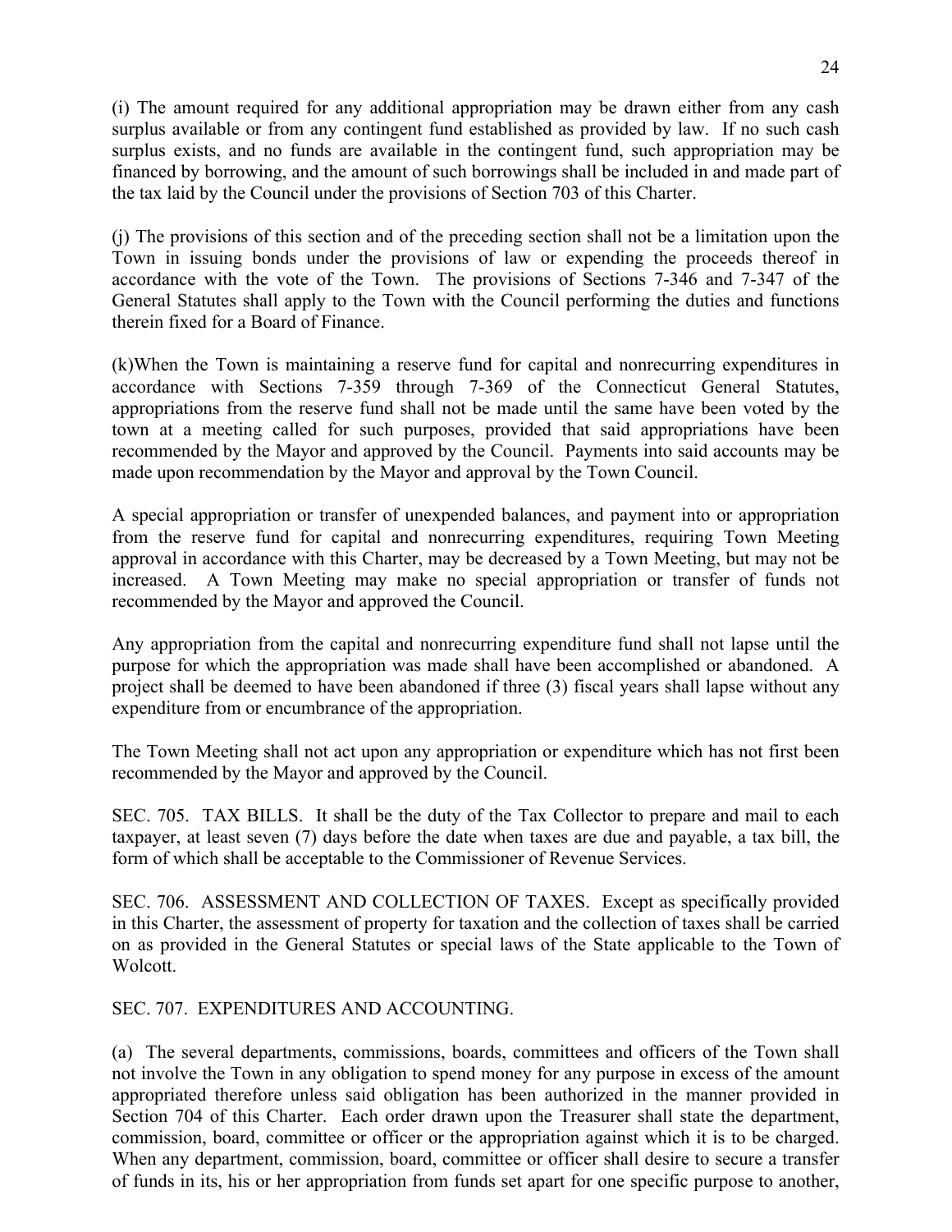(i) The amount required for any additional appropriation may be drawn either from any cash surplus available or from any contingent fund established as provided by law. If no such cash surplus exists, and no funds are available in the contingent fund, such appropriation may be financed by borrowing, and the amount of such borrowings shall be included in and made part of the tax laid by the Council under the provisions of Section 703 of this Charter.

(j) The provisions of this section and of the preceding section shall not be a limitation upon the Town in issuing bonds under the provisions of law or expending the proceeds thereof in accordance with the vote of the Town. The provisions of Sections 7-346 and 7-347 of the General Statutes shall apply to the Town with the Council performing the duties and functions therein fixed for a Board of Finance.

(k)When the Town is maintaining a reserve fund for capital and nonrecurring expenditures in accordance with Sections 7-359 through 7-369 of the Connecticut General Statutes, appropriations from the reserve fund shall not be made until the same have been voted by the town at a meeting called for such purposes, provided that said appropriations have been recommended by the Mayor and approved by the Council. Payments into said accounts may be made upon recommendation by the Mayor and approval by the Town Council.

A special appropriation or transfer of unexpended balances, and payment into or appropriation from the reserve fund for capital and nonrecurring expenditures, requiring Town Meeting approval in accordance with this Charter, may be decreased by a Town Meeting, but may not be increased. A Town Meeting may make no special appropriation or transfer of funds not recommended by the Mayor and approved the Council.

Any appropriation from the capital and nonrecurring expenditure fund shall not lapse until the purpose for which the appropriation was made shall have been accomplished or abandoned. A project shall be deemed to have been abandoned if three (3) fiscal years shall lapse without any expenditure from or encumbrance of the appropriation.

The Town Meeting shall not act upon any appropriation or expenditure which has not first been recommended by the Mayor and approved by the Council.

SEC. 705. TAX BILLS. It shall be the duty of the Tax Collector to prepare and mail to each taxpayer, at least seven (7) days before the date when taxes are due and payable, a tax bill, the form of which shall be acceptable to the Commissioner of Revenue Services.

SEC. 706. ASSESSMENT AND COLLECTION OF TAXES. Except as specifically provided in this Charter, the assessment of property for taxation and the collection of taxes shall be carried on as provided in the General Statutes or special laws of the State applicable to the Town of Wolcott.

SEC. 707. EXPENDITURES AND ACCOUNTING.

(a) The several departments, commissions, boards, committees and officers of the Town shall not involve the Town in any obligation to spend money for any purpose in excess of the amount appropriated therefore unless said obligation has been authorized in the manner provided in Section 704 of this Charter. Each order drawn upon the Treasurer shall state the department, commission, board, committee or officer or the appropriation against which it is to be charged. When any department, commission, board, committee or officer shall desire to secure a transfer of funds in its, his or her appropriation from funds set apart for one specific purpose to another,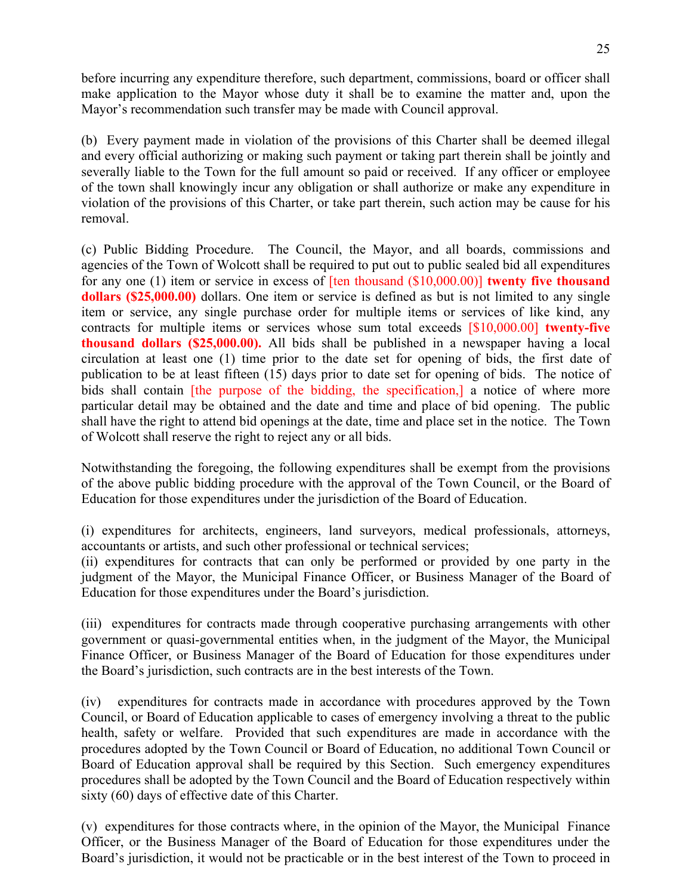before incurring any expenditure therefore, such department, commissions, board or officer shall make application to the Mayor whose duty it shall be to examine the matter and, upon the Mayor's recommendation such transfer may be made with Council approval.

(b) Every payment made in violation of the provisions of this Charter shall be deemed illegal and every official authorizing or making such payment or taking part therein shall be jointly and severally liable to the Town for the full amount so paid or received. If any officer or employee of the town shall knowingly incur any obligation or shall authorize or make any expenditure in violation of the provisions of this Charter, or take part therein, such action may be cause for his removal.

(c) Public Bidding Procedure. The Council, the Mayor, and all boards, commissions and agencies of the Town of Wolcott shall be required to put out to public sealed bid all expenditures for any one (1) item or service in excess of [ten thousand ($10,000.00)] **twenty five thousand dollars ($25,000.00)** dollars. One item or service is defined as but is not limited to any single item or service, any single purchase order for multiple items or services of like kind, any contracts for multiple items or services whose sum total exceeds [$10,000.00] **twenty-five thousand dollars ($25,000.00).** All bids shall be published in a newspaper having a local circulation at least one (1) time prior to the date set for opening of bids, the first date of publication to be at least fifteen (15) days prior to date set for opening of bids. The notice of bids shall contain [the purpose of the bidding, the specification,] a notice of where more particular detail may be obtained and the date and time and place of bid opening. The public shall have the right to attend bid openings at the date, time and place set in the notice. The Town of Wolcott shall reserve the right to reject any or all bids.

Notwithstanding the foregoing, the following expenditures shall be exempt from the provisions of the above public bidding procedure with the approval of the Town Council, or the Board of Education for those expenditures under the jurisdiction of the Board of Education.

(i) expenditures for architects, engineers, land surveyors, medical professionals, attorneys, accountants or artists, and such other professional or technical services;
(ii) expenditures for contracts that can only be performed or provided by one party in the judgment of the Mayor, the Municipal Finance Officer, or Business Manager of the Board of Education for those expenditures under the Board's jurisdiction.

(iii) expenditures for contracts made through cooperative purchasing arrangements with other government or quasi-governmental entities when, in the judgment of the Mayor, the Municipal Finance Officer, or Business Manager of the Board of Education for those expenditures under the Board's jurisdiction, such contracts are in the best interests of the Town.

(iv) expenditures for contracts made in accordance with procedures approved by the Town Council, or Board of Education applicable to cases of emergency involving a threat to the public health, safety or welfare. Provided that such expenditures are made in accordance with the procedures adopted by the Town Council or Board of Education, no additional Town Council or Board of Education approval shall be required by this Section. Such emergency expenditures procedures shall be adopted by the Town Council and the Board of Education respectively within sixty (60) days of effective date of this Charter.

(v) expenditures for those contracts where, in the opinion of the Mayor, the Municipal Finance Officer, or the Business Manager of the Board of Education for those expenditures under the Board's jurisdiction, it would not be practicable or in the best interest of the Town to proceed in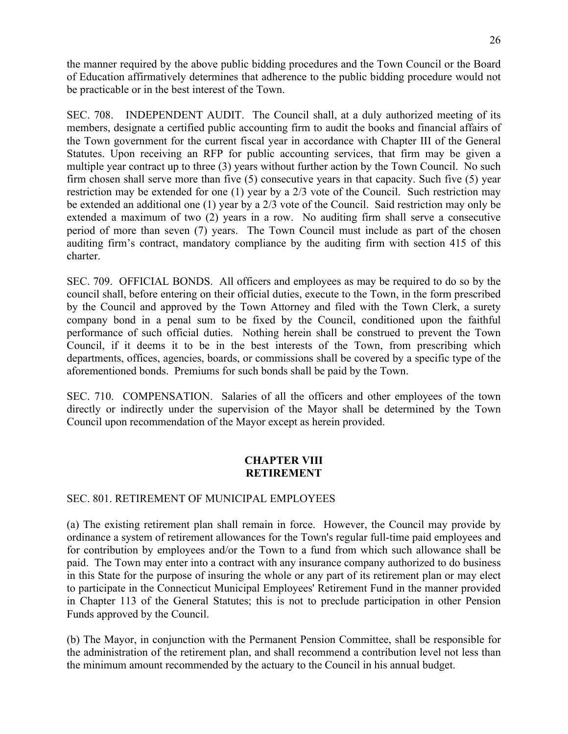the manner required by the above public bidding procedures and the Town Council or the Board of Education affirmatively determines that adherence to the public bidding procedure would not be practicable or in the best interest of the Town.

SEC. 708. INDEPENDENT AUDIT. The Council shall, at a duly authorized meeting of its members, designate a certified public accounting firm to audit the books and financial affairs of the Town government for the current fiscal year in accordance with Chapter III of the General Statutes. Upon receiving an RFP for public accounting services, that firm may be given a multiple year contract up to three (3) years without further action by the Town Council. No such firm chosen shall serve more than five (5) consecutive years in that capacity. Such five (5) year restriction may be extended for one (1) year by a 2/3 vote of the Council. Such restriction may be extended an additional one (1) year by a 2/3 vote of the Council. Said restriction may only be extended a maximum of two (2) years in a row. No auditing firm shall serve a consecutive period of more than seven (7) years. The Town Council must include as part of the chosen auditing firm's contract, mandatory compliance by the auditing firm with section 415 of this charter.

SEC. 709. OFFICIAL BONDS. All officers and employees as may be required to do so by the council shall, before entering on their official duties, execute to the Town, in the form prescribed by the Council and approved by the Town Attorney and filed with the Town Clerk, a surety company bond in a penal sum to be fixed by the Council, conditioned upon the faithful performance of such official duties. Nothing herein shall be construed to prevent the Town Council, if it deems it to be in the best interests of the Town, from prescribing which departments, offices, agencies, boards, or commissions shall be covered by a specific type of the aforementioned bonds. Premiums for such bonds shall be paid by the Town.

SEC. 710. COMPENSATION. Salaries of all the officers and other employees of the town directly or indirectly under the supervision of the Mayor shall be determined by the Town Council upon recommendation of the Mayor except as herein provided.

## CHAPTER VIII
## RETIREMENT

SEC. 801. RETIREMENT OF MUNICIPAL EMPLOYEES

(a) The existing retirement plan shall remain in force. However, the Council may provide by ordinance a system of retirement allowances for the Town's regular full-time paid employees and for contribution by employees and/or the Town to a fund from which such allowance shall be paid. The Town may enter into a contract with any insurance company authorized to do business in this State for the purpose of insuring the whole or any part of its retirement plan or may elect to participate in the Connecticut Municipal Employees' Retirement Fund in the manner provided in Chapter 113 of the General Statutes; this is not to preclude participation in other Pension Funds approved by the Council.

(b) The Mayor, in conjunction with the Permanent Pension Committee, shall be responsible for the administration of the retirement plan, and shall recommend a contribution level not less than the minimum amount recommended by the actuary to the Council in his annual budget.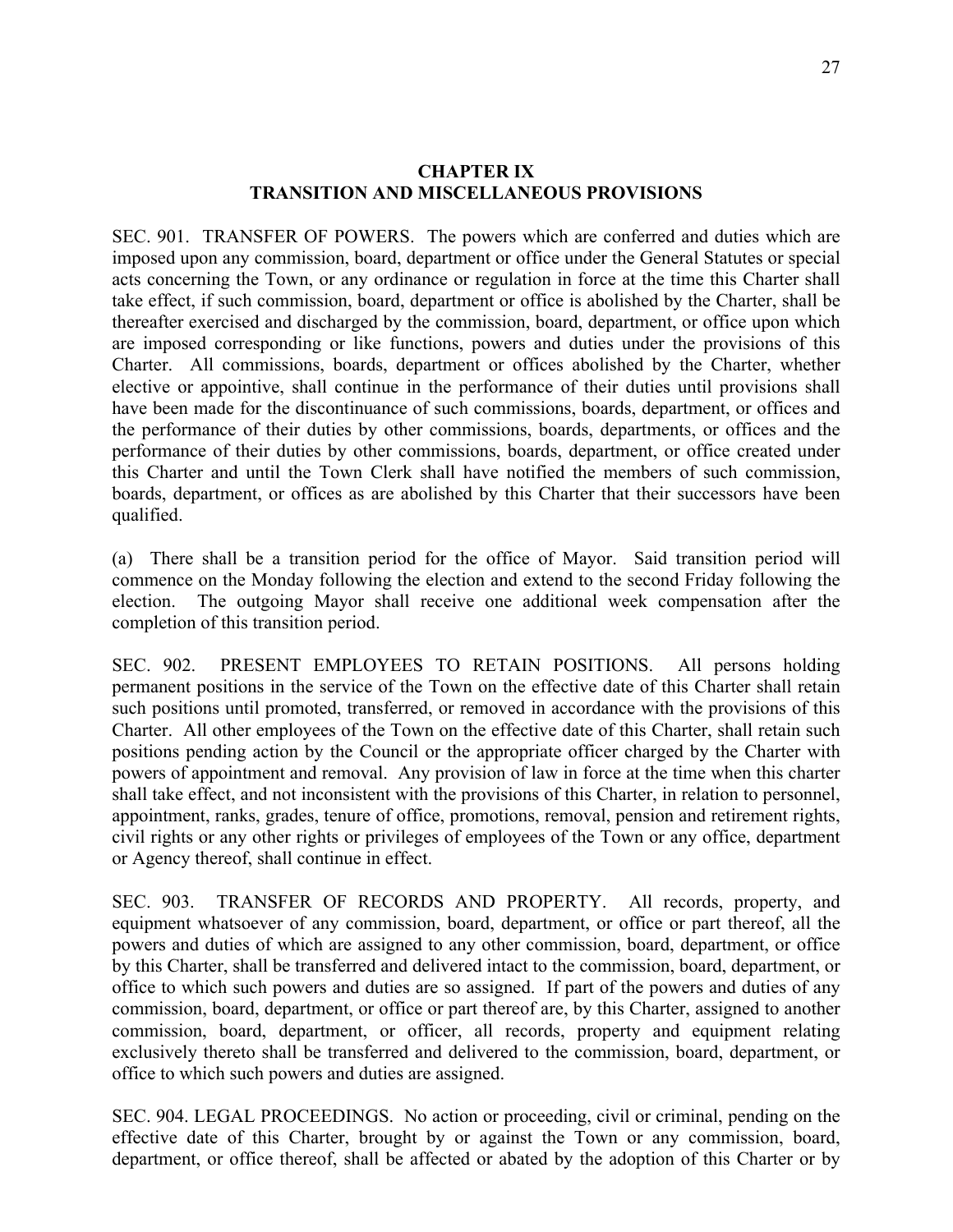## CHAPTER IX
## TRANSITION AND MISCELLANEOUS PROVISIONS

SEC. 901. TRANSFER OF POWERS. The powers which are conferred and duties which are imposed upon any commission, board, department or office under the General Statutes or special acts concerning the Town, or any ordinance or regulation in force at the time this Charter shall take effect, if such commission, board, department or office is abolished by the Charter, shall be thereafter exercised and discharged by the commission, board, department, or office upon which are imposed corresponding or like functions, powers and duties under the provisions of this Charter. All commissions, boards, department or offices abolished by the Charter, whether elective or appointive, shall continue in the performance of their duties until provisions shall have been made for the discontinuance of such commissions, boards, department, or offices and the performance of their duties by other commissions, boards, departments, or offices and the performance of their duties by other commissions, boards, department, or office created under this Charter and until the Town Clerk shall have notified the members of such commission, boards, department, or offices as are abolished by this Charter that their successors have been qualified.

(a) There shall be a transition period for the office of Mayor. Said transition period will commence on the Monday following the election and extend to the second Friday following the election. The outgoing Mayor shall receive one additional week compensation after the completion of this transition period.

SEC. 902. PRESENT EMPLOYEES TO RETAIN POSITIONS. All persons holding permanent positions in the service of the Town on the effective date of this Charter shall retain such positions until promoted, transferred, or removed in accordance with the provisions of this Charter. All other employees of the Town on the effective date of this Charter, shall retain such positions pending action by the Council or the appropriate officer charged by the Charter with powers of appointment and removal. Any provision of law in force at the time when this charter shall take effect, and not inconsistent with the provisions of this Charter, in relation to personnel, appointment, ranks, grades, tenure of office, promotions, removal, pension and retirement rights, civil rights or any other rights or privileges of employees of the Town or any office, department or Agency thereof, shall continue in effect.

SEC. 903. TRANSFER OF RECORDS AND PROPERTY. All records, property, and equipment whatsoever of any commission, board, department, or office or part thereof, all the powers and duties of which are assigned to any other commission, board, department, or office by this Charter, shall be transferred and delivered intact to the commission, board, department, or office to which such powers and duties are so assigned. If part of the powers and duties of any commission, board, department, or office or part thereof are, by this Charter, assigned to another commission, board, department, or officer, all records, property and equipment relating exclusively thereto shall be transferred and delivered to the commission, board, department, or office to which such powers and duties are assigned.

SEC. 904. LEGAL PROCEEDINGS. No action or proceeding, civil or criminal, pending on the effective date of this Charter, brought by or against the Town or any commission, board, department, or office thereof, shall be affected or abated by the adoption of this Charter or by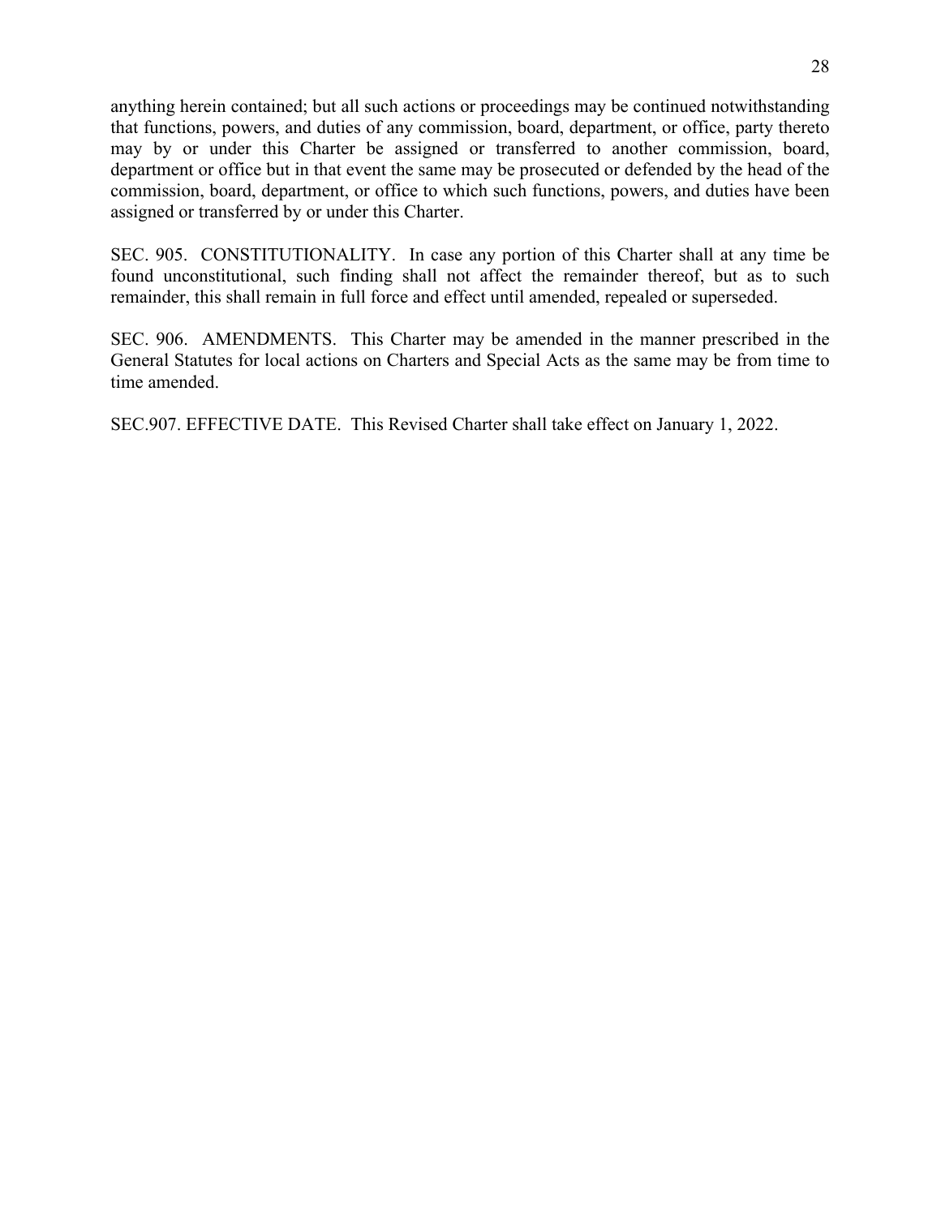anything herein contained; but all such actions or proceedings may be continued notwithstanding that functions, powers, and duties of any commission, board, department, or office, party thereto may by or under this Charter be assigned or transferred to another commission, board, department or office but in that event the same may be prosecuted or defended by the head of the commission, board, department, or office to which such functions, powers, and duties have been assigned or transferred by or under this Charter.

SEC. 905. CONSTITUTIONALITY. In case any portion of this Charter shall at any time be found unconstitutional, such finding shall not affect the remainder thereof, but as to such remainder, this shall remain in full force and effect until amended, repealed or superseded.

SEC. 906. AMENDMENTS. This Charter may be amended in the manner prescribed in the General Statutes for local actions on Charters and Special Acts as the same may be from time to time amended.

SEC.907. EFFECTIVE DATE. This Revised Charter shall take effect on January 1, 2022.